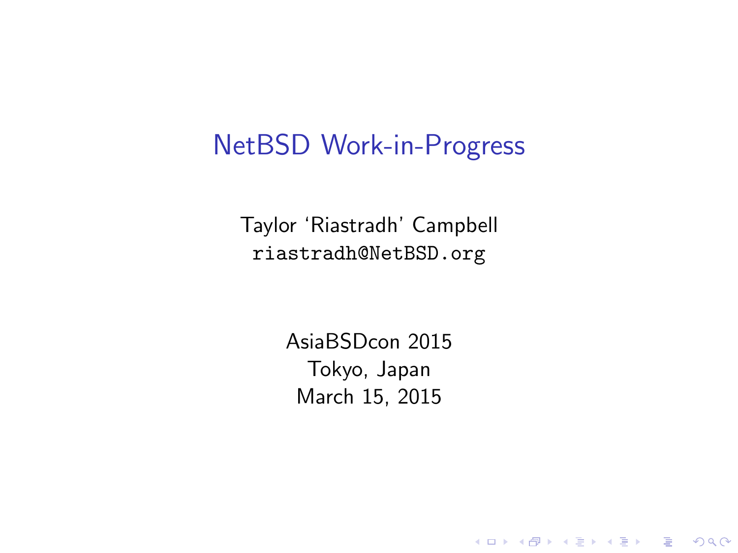# NetBSD Work-in-Progress

Taylor 'Riastradh' Campbell
`riastradh@NetBSD.org`

AsiaBSDcon 2015
Tokyo, Japan
March 15, 2015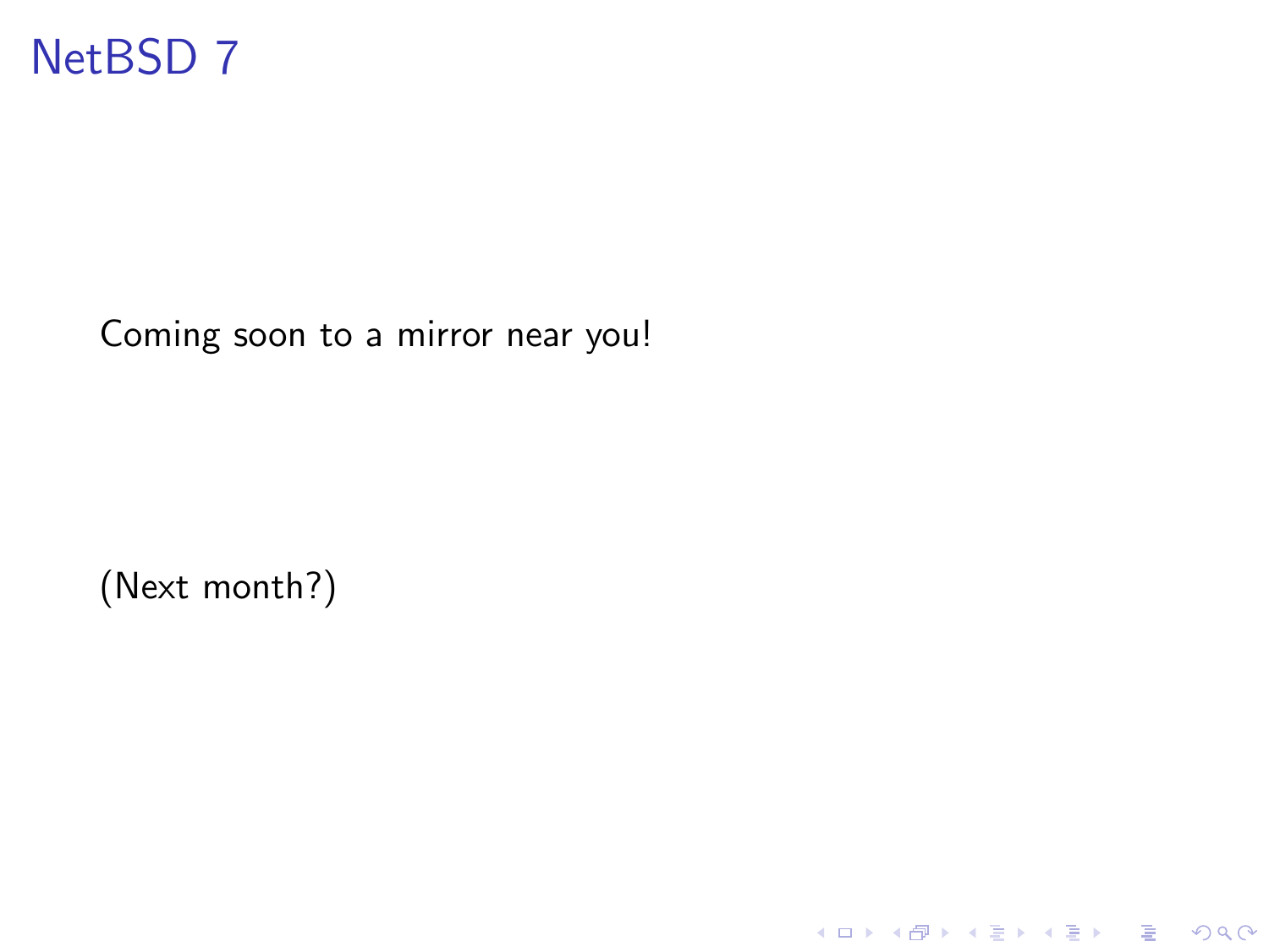# NetBSD 7

Coming soon to a mirror near you!

(Next month?)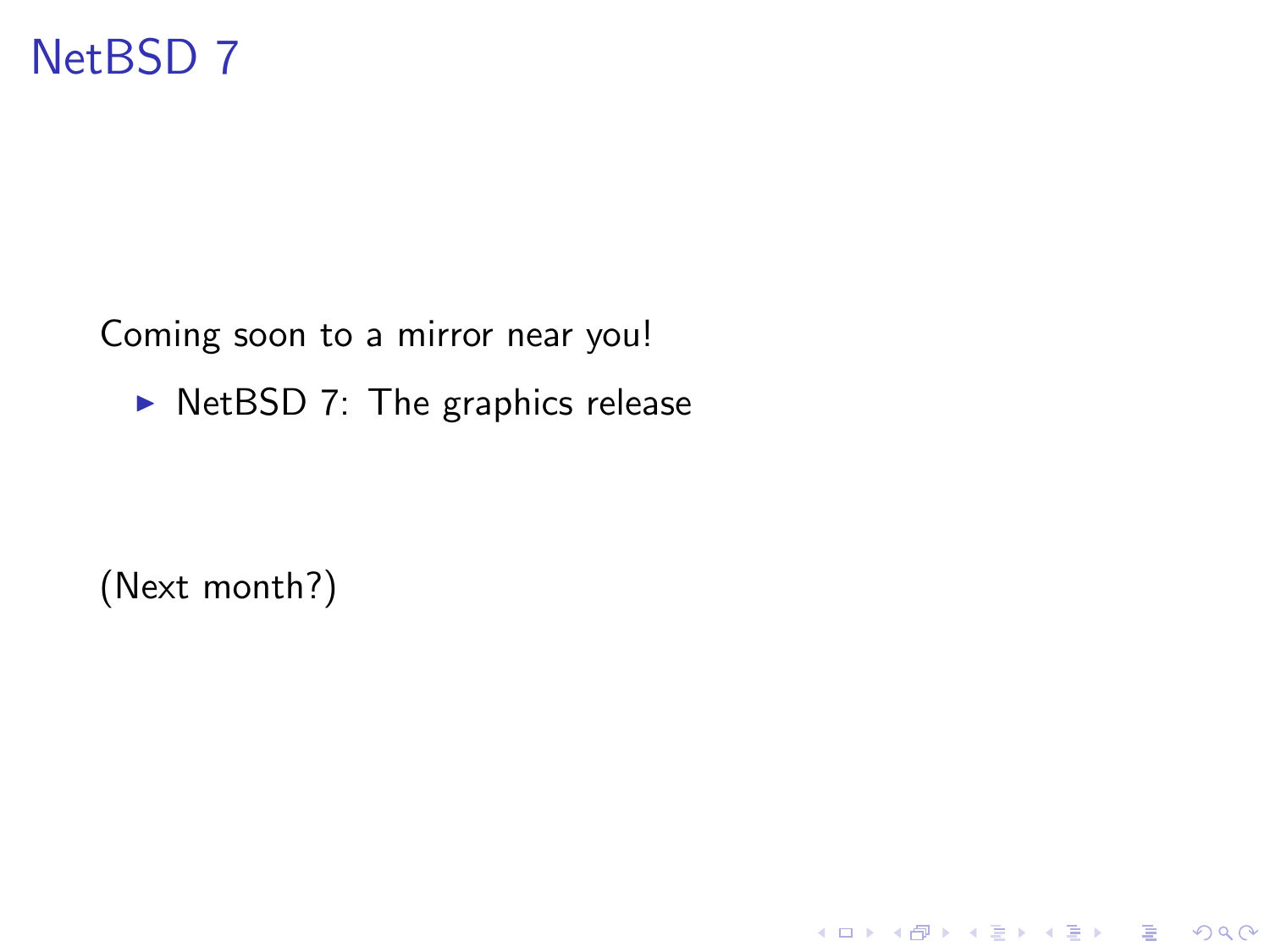# NetBSD 7

Coming soon to a mirror near you!

- NetBSD 7: The graphics release

(Next month?)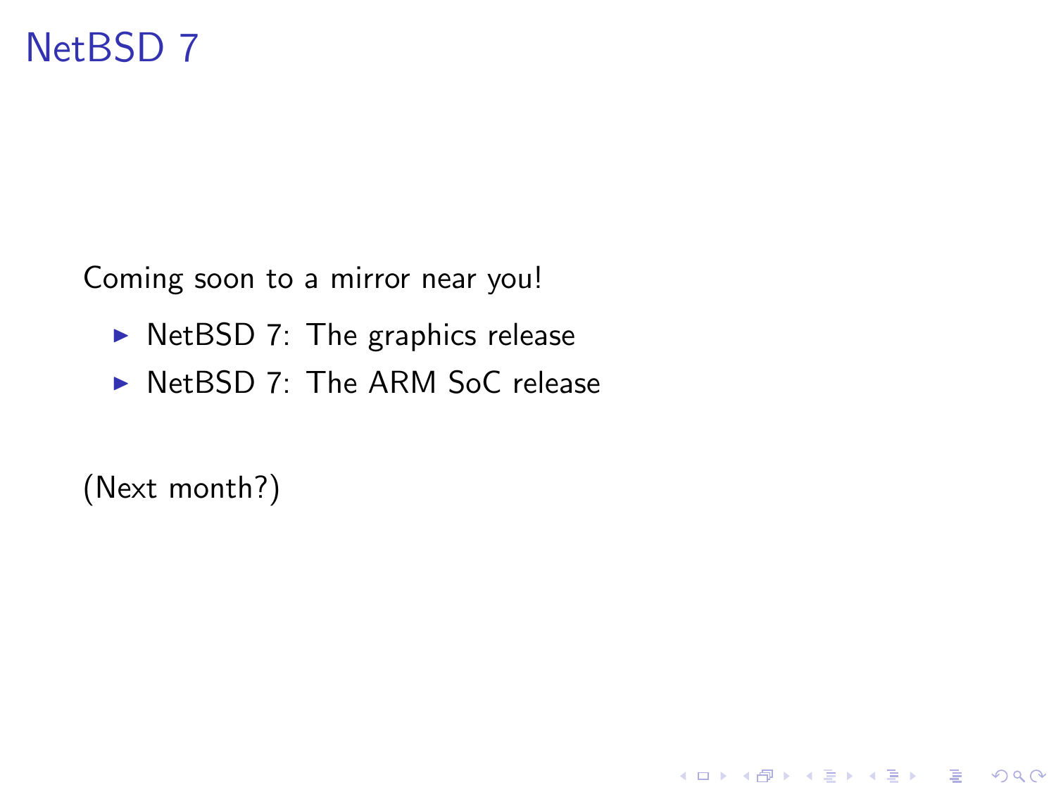# NetBSD 7

Coming soon to a mirror near you!

- NetBSD 7: The graphics release
- NetBSD 7: The ARM SoC release

(Next month?)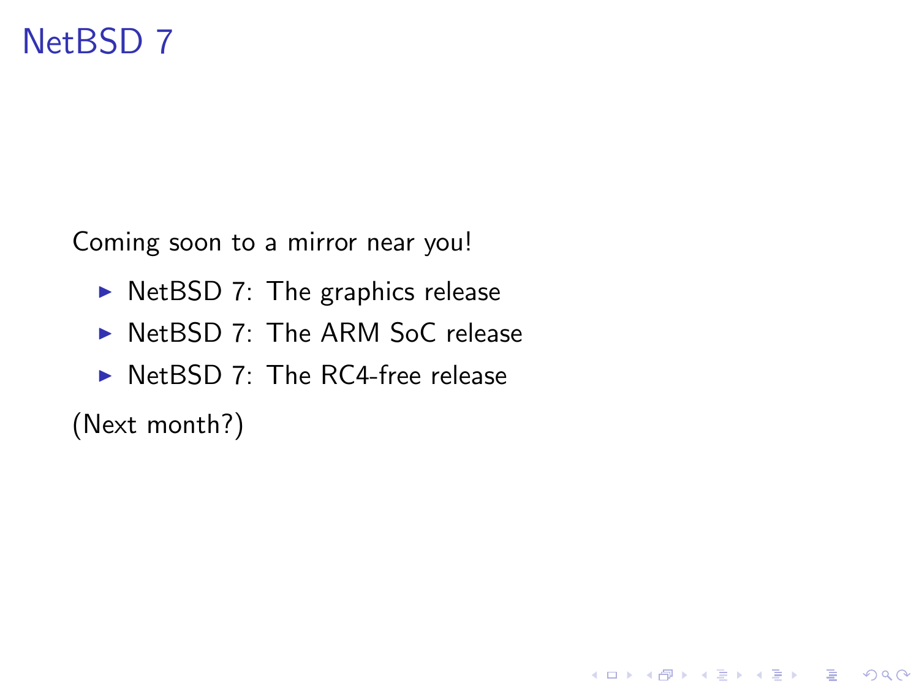# NetBSD 7

Coming soon to a mirror near you!

- NetBSD 7: The graphics release
- NetBSD 7: The ARM SoC release
- NetBSD 7: The RC4-free release

(Next month?)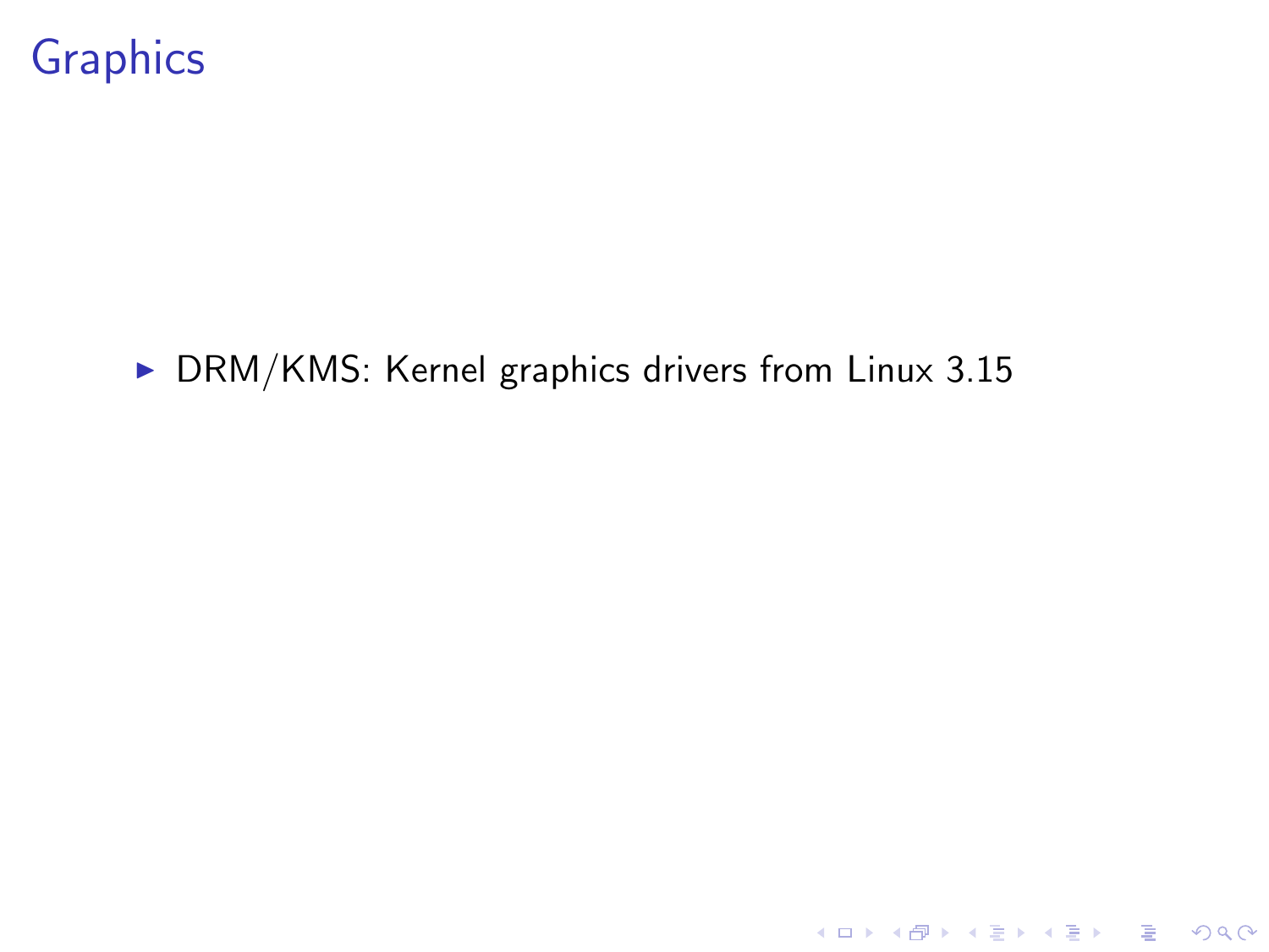# Graphics

- DRM/KMS: Kernel graphics drivers from Linux 3.15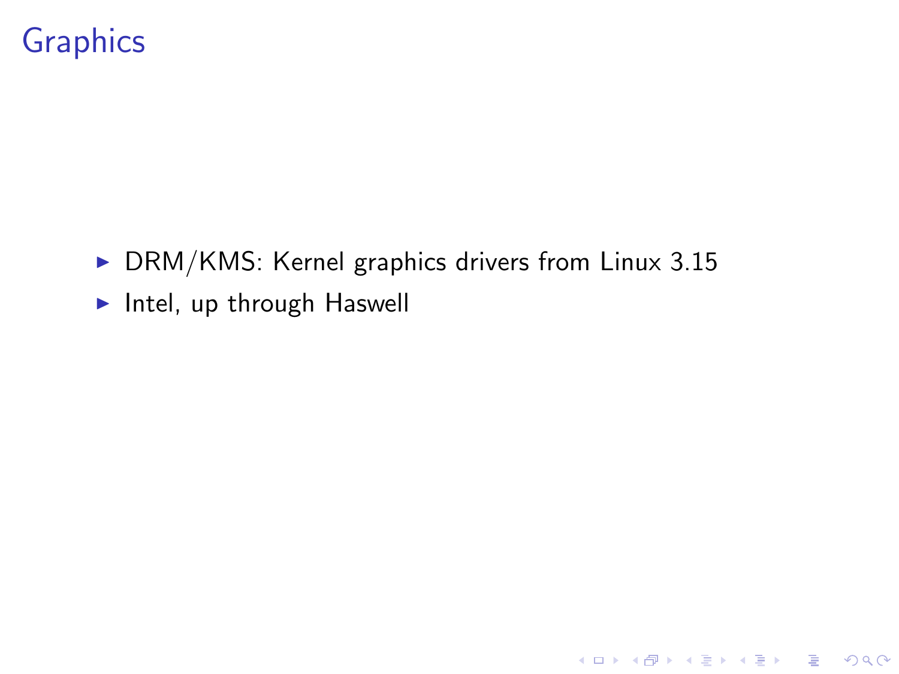# Graphics

- DRM/KMS: Kernel graphics drivers from Linux 3.15
- Intel, up through Haswell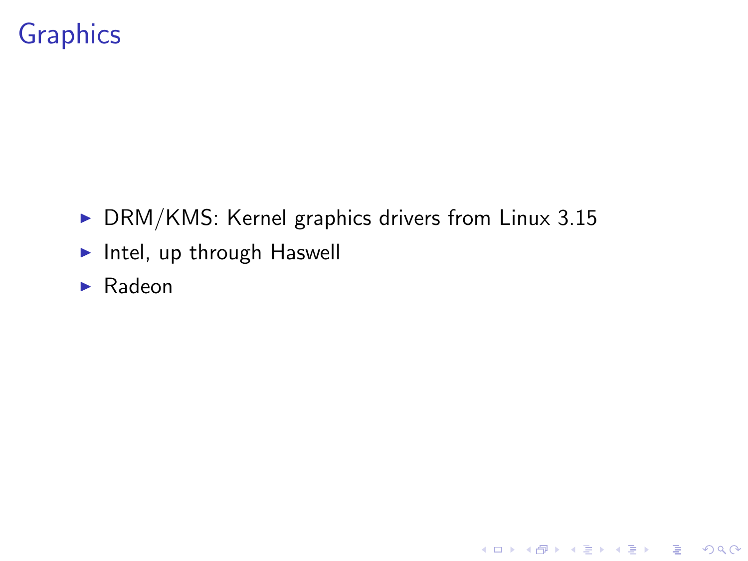# Graphics

- DRM/KMS: Kernel graphics drivers from Linux 3.15
- Intel, up through Haswell
- Radeon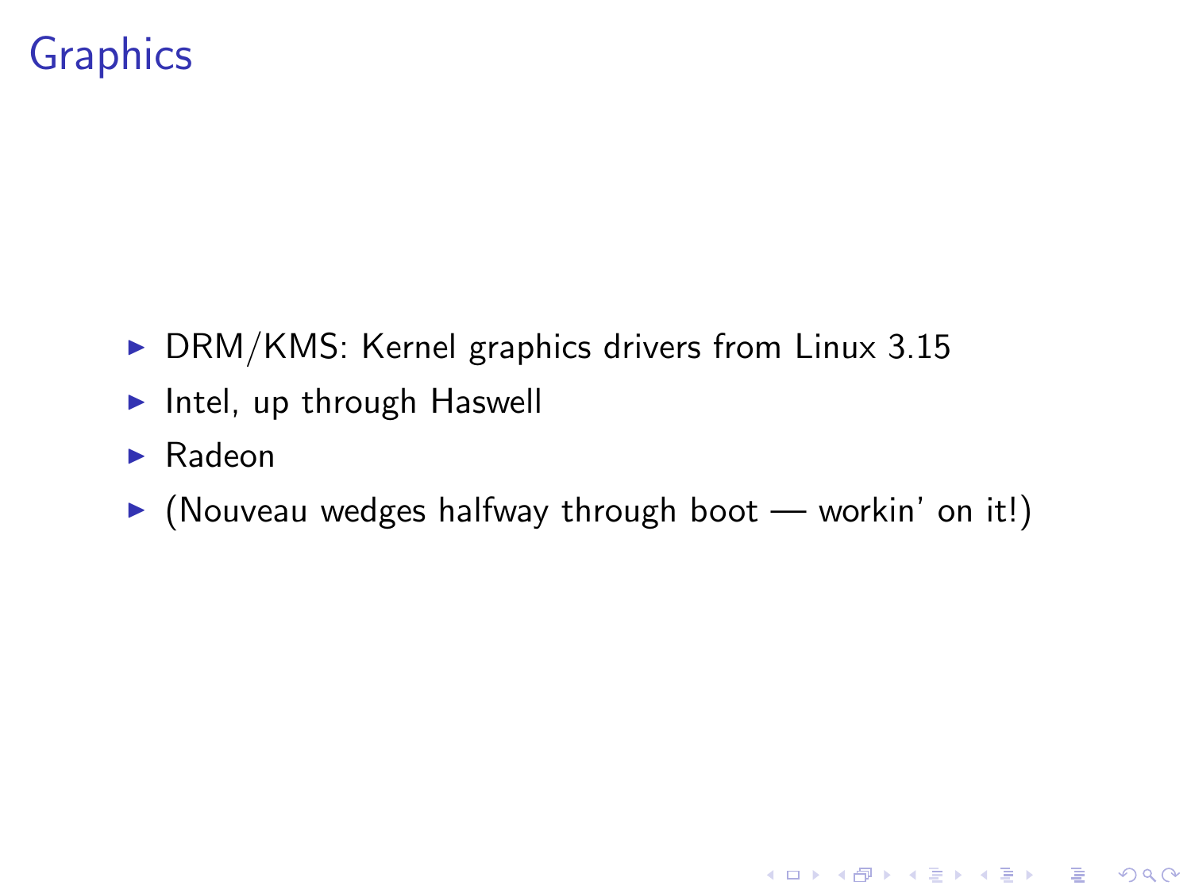# Graphics

- DRM/KMS: Kernel graphics drivers from Linux 3.15
- Intel, up through Haswell
- Radeon
- (Nouveau wedges halfway through boot — workin' on it!)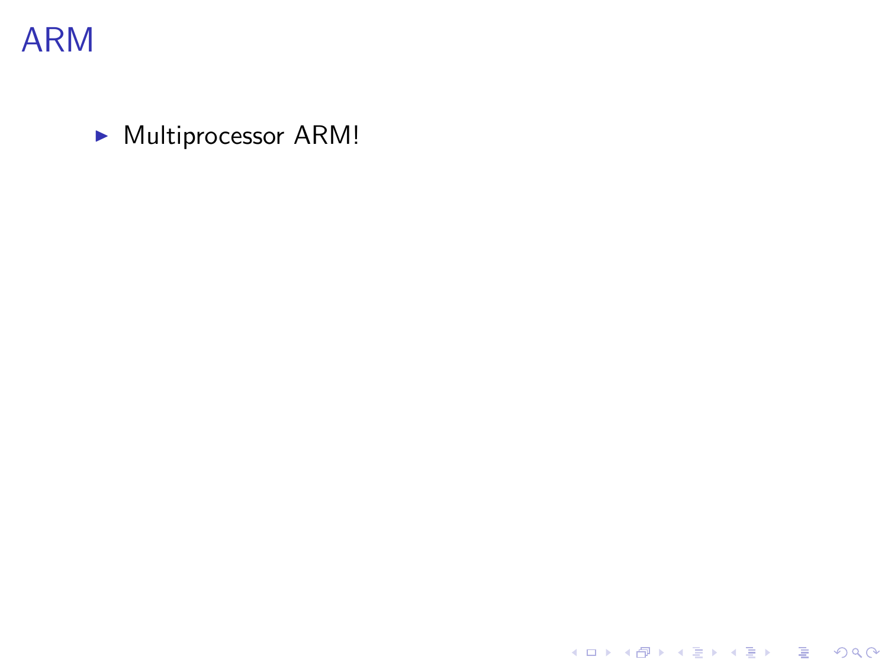# ARM

- Multiprocessor ARM!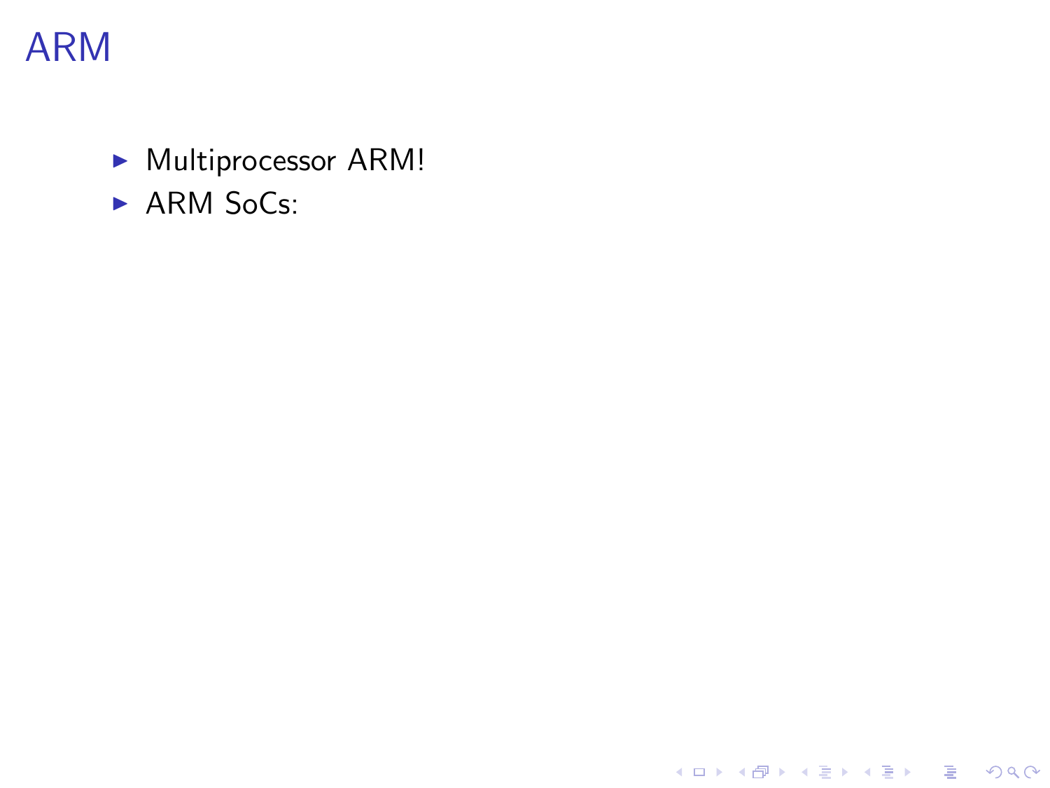# ARM

- Multiprocessor ARM!
- ARM SoCs: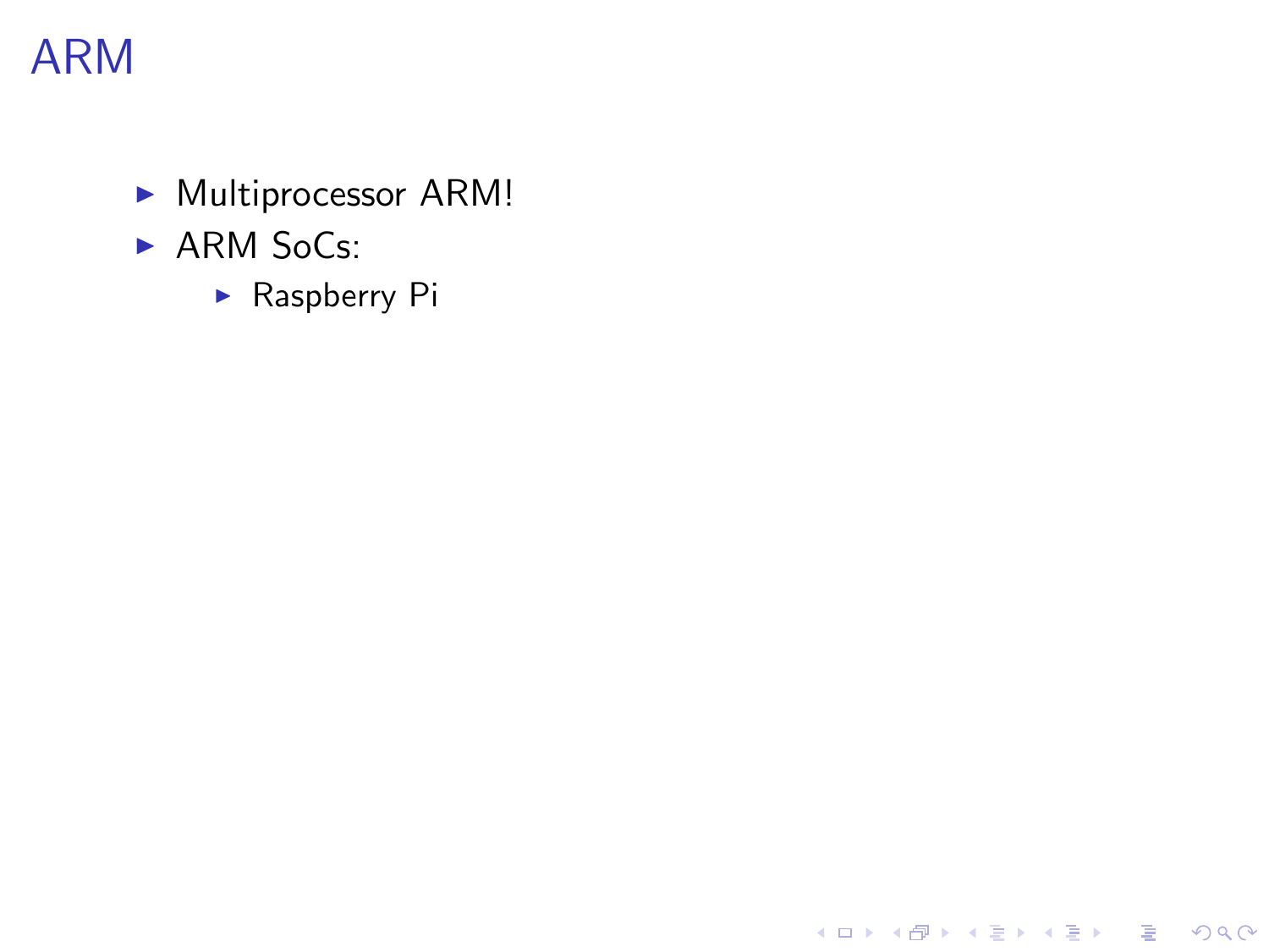# ARM

- Multiprocessor ARM!
- ARM SoCs:
  - Raspberry Pi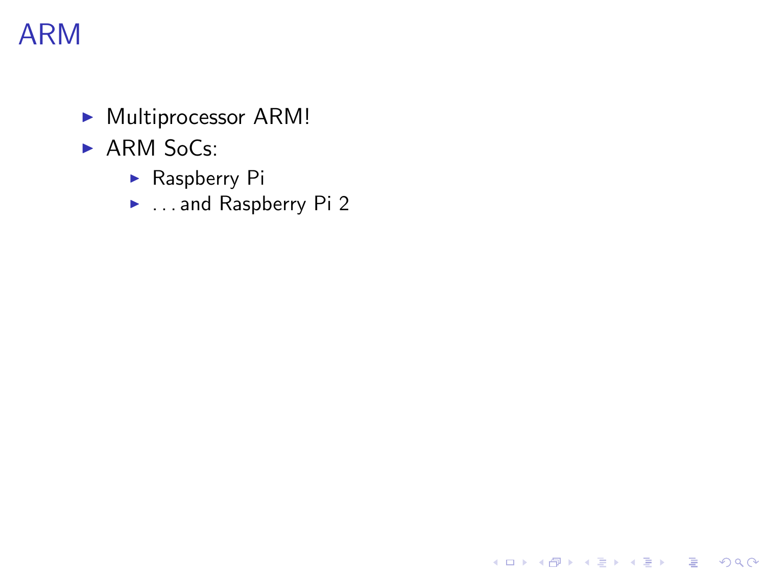# ARM

- Multiprocessor ARM!
- ARM SoCs:
  - Raspberry Pi
  - . . . and Raspberry Pi 2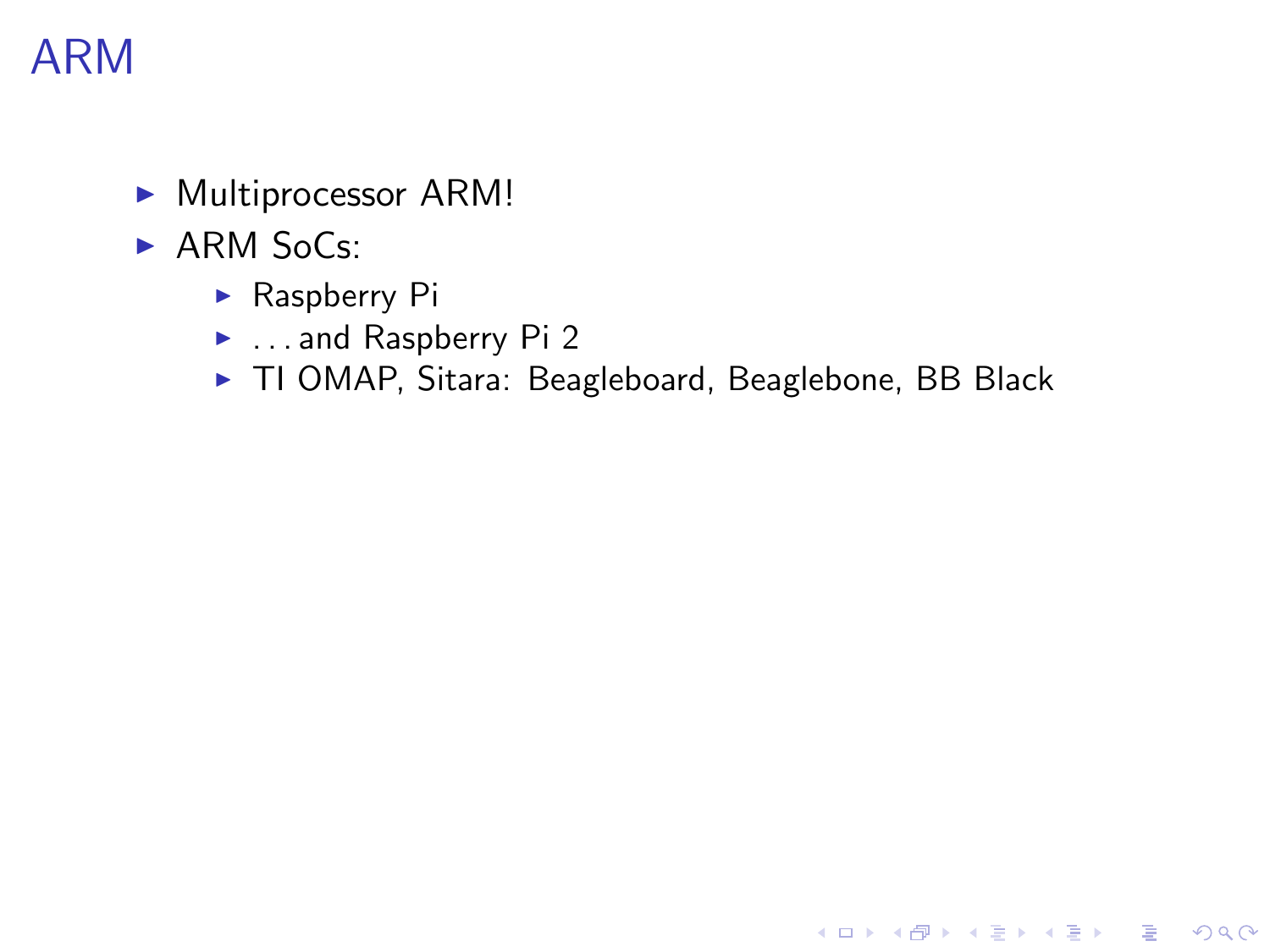# ARM

- Multiprocessor ARM!
- ARM SoCs:
  - Raspberry Pi
  - . . . and Raspberry Pi 2
  - TI OMAP, Sitara: Beagleboard, Beaglebone, BB Black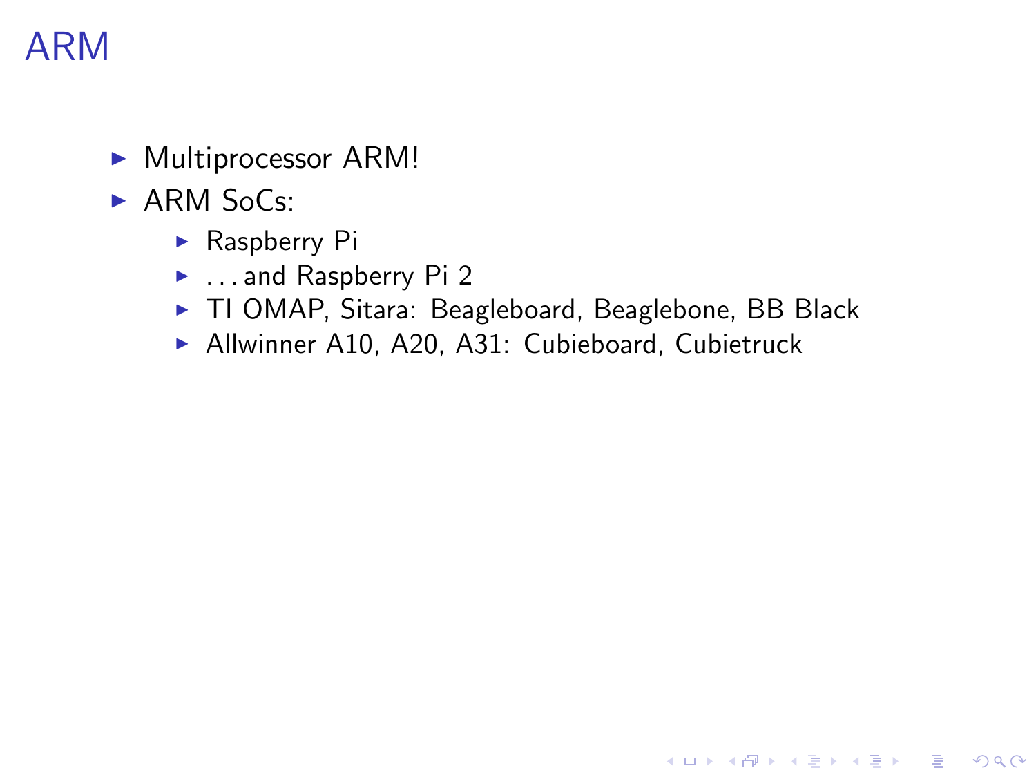# ARM

- Multiprocessor ARM!
- ARM SoCs:
  - Raspberry Pi
  - . . . and Raspberry Pi 2
  - TI OMAP, Sitara: Beagleboard, Beaglebone, BB Black
  - Allwinner A10, A20, A31: Cubieboard, Cubietruck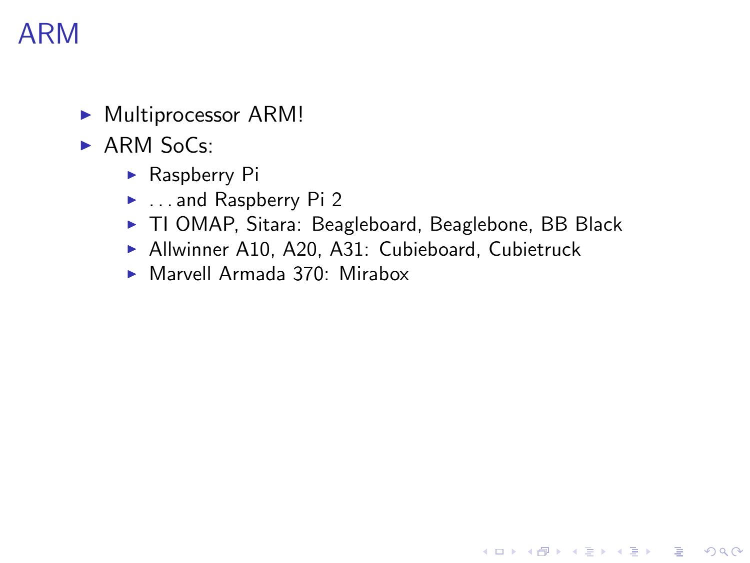# ARM

- Multiprocessor ARM!
- ARM SoCs:
  - Raspberry Pi
  - ... and Raspberry Pi 2
  - TI OMAP, Sitara: Beagleboard, Beaglebone, BB Black
  - Allwinner A10, A20, A31: Cubieboard, Cubietruck
  - Marvell Armada 370: Mirabox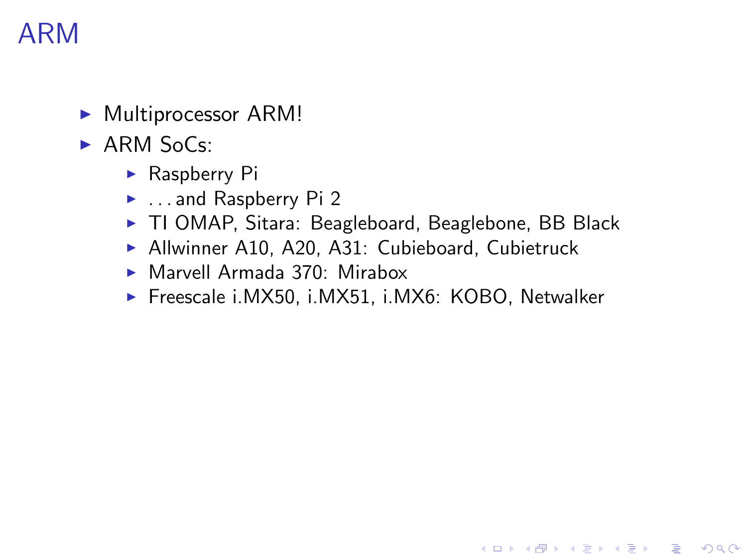# ARM

- Multiprocessor ARM!
- ARM SoCs:
  - Raspberry Pi
  - ... and Raspberry Pi 2
  - TI OMAP, Sitara: Beagleboard, Beaglebone, BB Black
  - Allwinner A10, A20, A31: Cubieboard, Cubietruck
  - Marvell Armada 370: Mirabox
  - Freescale i.MX50, i.MX51, i.MX6: KOBO, Netwalker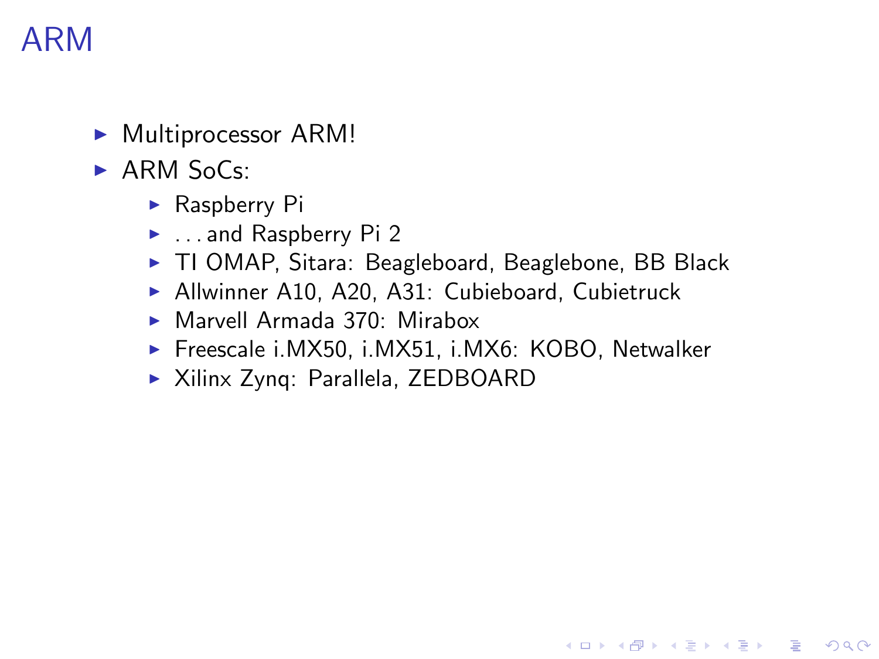# ARM

- Multiprocessor ARM!
- ARM SoCs:
  - Raspberry Pi
  - ...and Raspberry Pi 2
  - TI OMAP, Sitara: Beagleboard, Beaglebone, BB Black
  - Allwinner A10, A20, A31: Cubieboard, Cubietruck
  - Marvell Armada 370: Mirabox
  - Freescale i.MX50, i.MX51, i.MX6: KOBO, Netwalker
  - Xilinx Zynq: Parallela, ZEDBOARD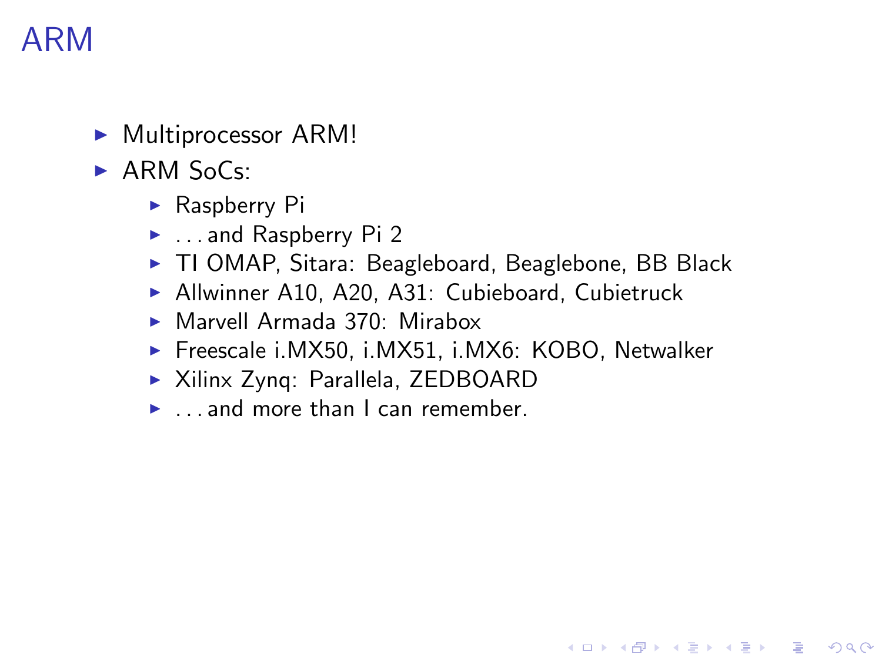# ARM

- Multiprocessor ARM!
- ARM SoCs:
  - Raspberry Pi
  - . . . and Raspberry Pi 2
  - TI OMAP, Sitara: Beagleboard, Beaglebone, BB Black
  - Allwinner A10, A20, A31: Cubieboard, Cubietruck
  - Marvell Armada 370: Mirabox
  - Freescale i.MX50, i.MX51, i.MX6: KOBO, Netwalker
  - Xilinx Zynq: Parallela, ZEDBOARD
  - . . . and more than I can remember.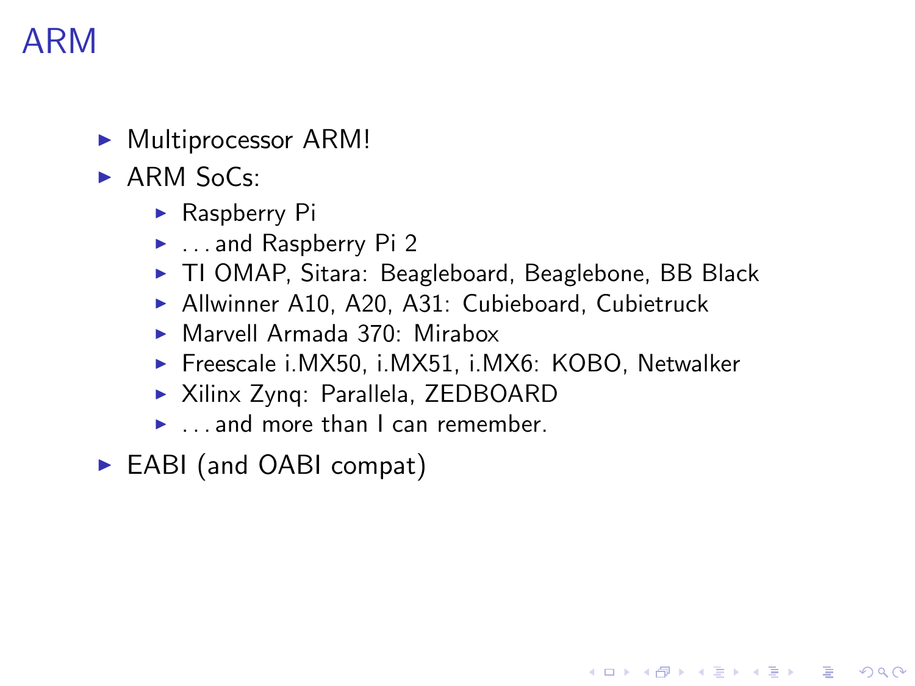# ARM

- Multiprocessor ARM!
- ARM SoCs:
  - Raspberry Pi
  - ...and Raspberry Pi 2
  - TI OMAP, Sitara: Beagleboard, Beaglebone, BB Black
  - Allwinner A10, A20, A31: Cubieboard, Cubietruck
  - Marvell Armada 370: Mirabox
  - Freescale i.MX50, i.MX51, i.MX6: KOBO, Netwalker
  - Xilinx Zynq: Parallela, ZEDBOARD
  - ...and more than I can remember.
- EABI (and OABI compat)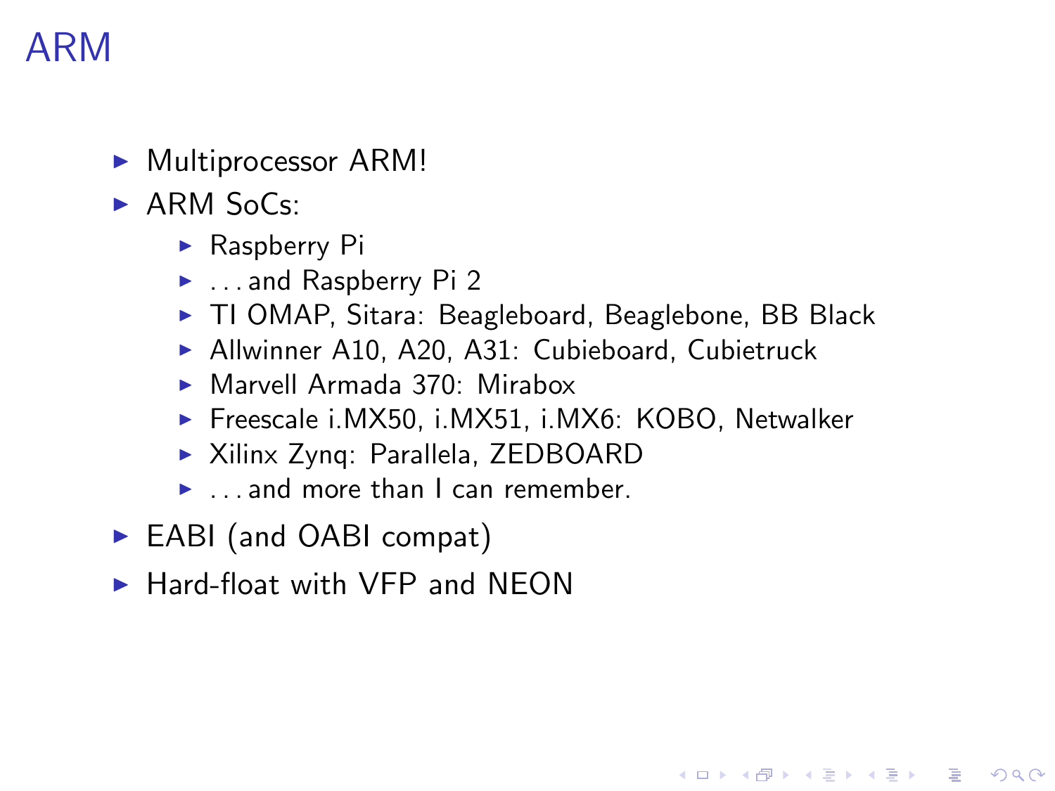# ARM

- Multiprocessor ARM!
- ARM SoCs:
  - Raspberry Pi
  - . . . and Raspberry Pi 2
  - TI OMAP, Sitara: Beagleboard, Beaglebone, BB Black
  - Allwinner A10, A20, A31: Cubieboard, Cubietruck
  - Marvell Armada 370: Mirabox
  - Freescale i.MX50, i.MX51, i.MX6: KOBO, Netwalker
  - Xilinx Zynq: Parallela, ZEDBOARD
  - . . . and more than I can remember.
- EABI (and OABI compat)
- Hard-float with VFP and NEON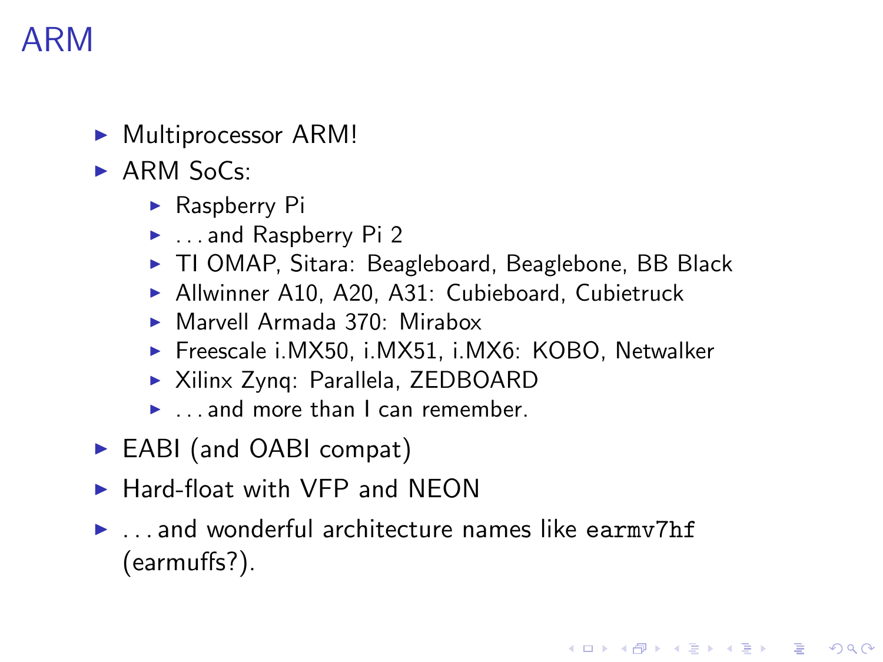# ARM

- Multiprocessor ARM!
- ARM SoCs:
  - Raspberry Pi
  - . . . and Raspberry Pi 2
  - TI OMAP, Sitara: Beagleboard, Beaglebone, BB Black
  - Allwinner A10, A20, A31: Cubieboard, Cubietruck
  - Marvell Armada 370: Mirabox
  - Freescale i.MX50, i.MX51, i.MX6: KOBO, Netwalker
  - Xilinx Zynq: Parallela, ZEDBOARD
  - . . . and more than I can remember.
- EABI (and OABI compat)
- Hard-float with VFP and NEON
- . . . and wonderful architecture names like `earmv7hf` (earmuffs?).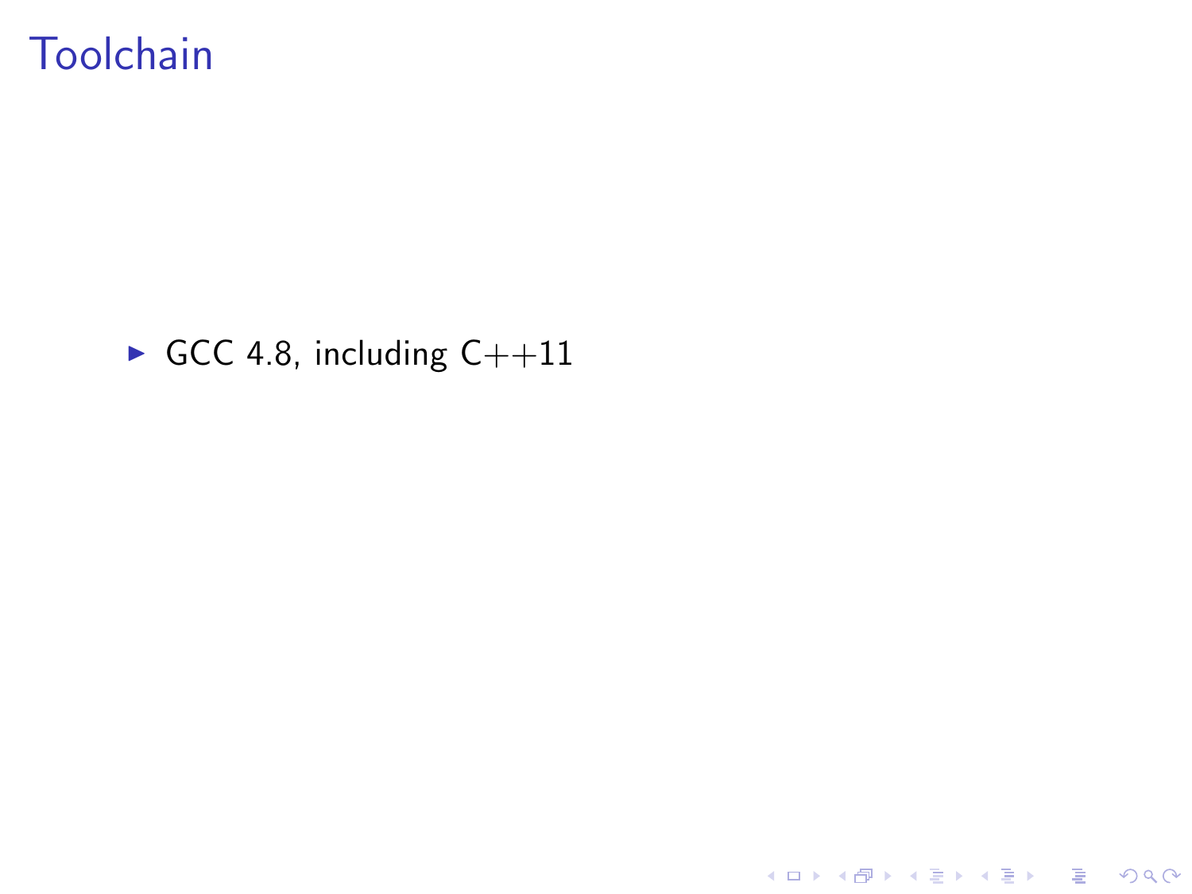# Toolchain

- GCC 4.8, including C++11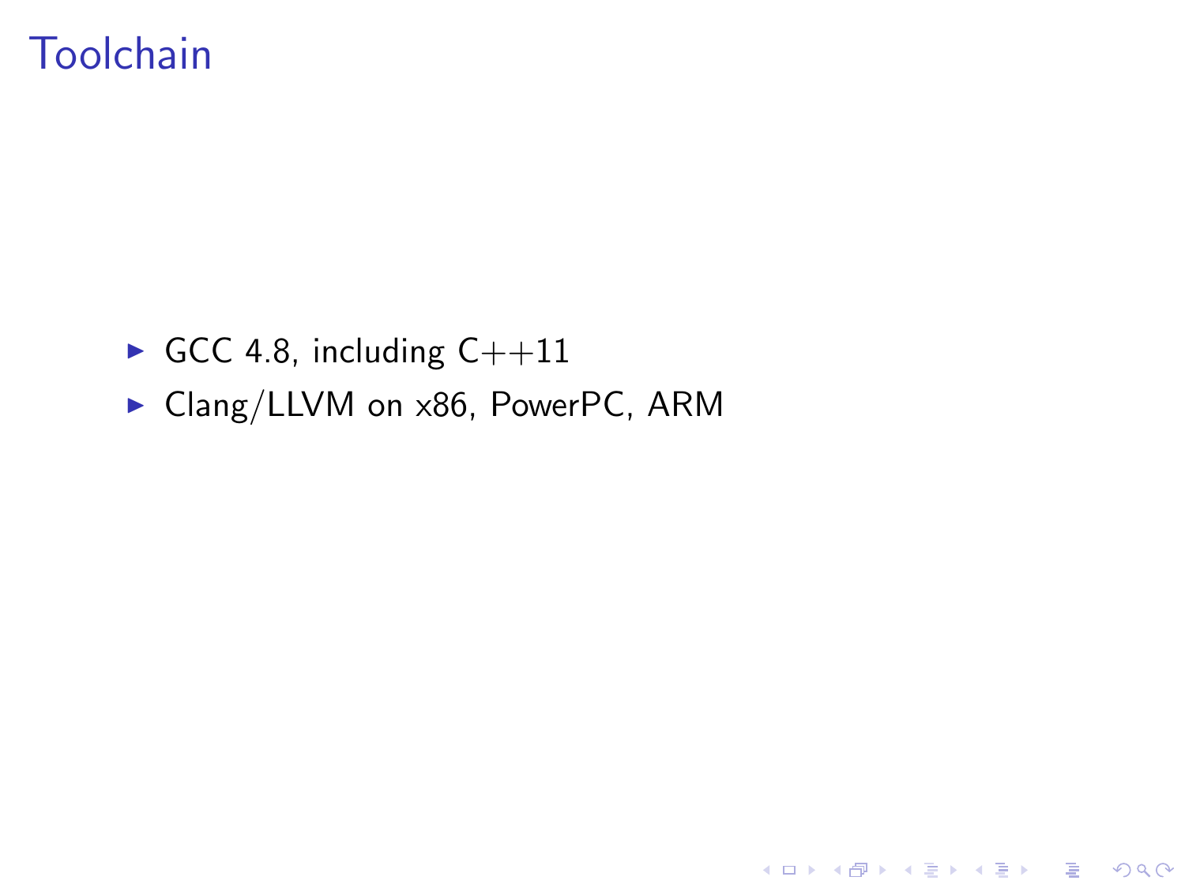# Toolchain

- GCC 4.8, including C++11
- Clang/LLVM on x86, PowerPC, ARM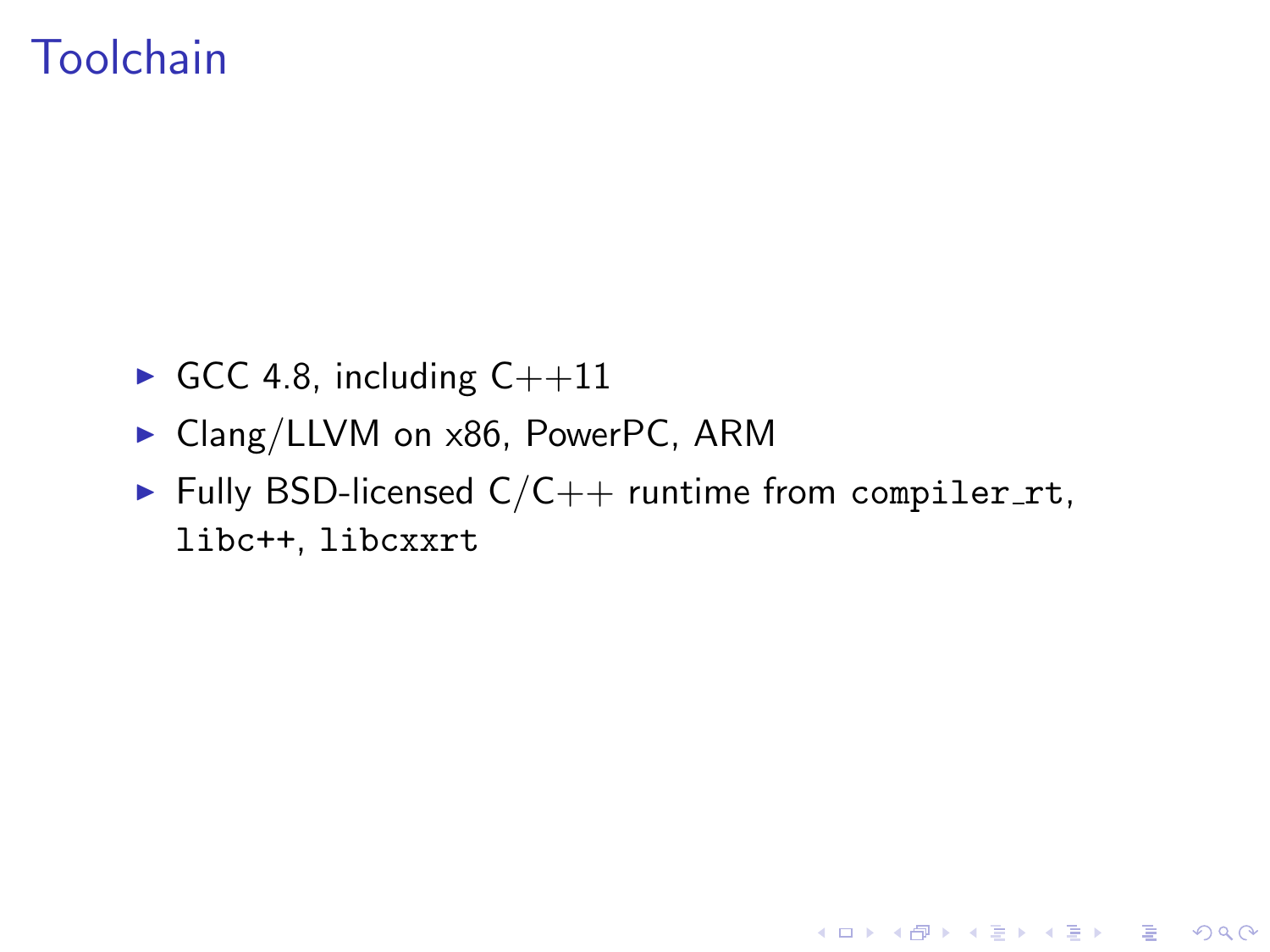# Toolchain

- GCC 4.8, including C++11
- Clang/LLVM on x86, PowerPC, ARM
- Fully BSD-licensed C/C++ runtime from `compiler_rt`, `libc++`, `libcxxrt`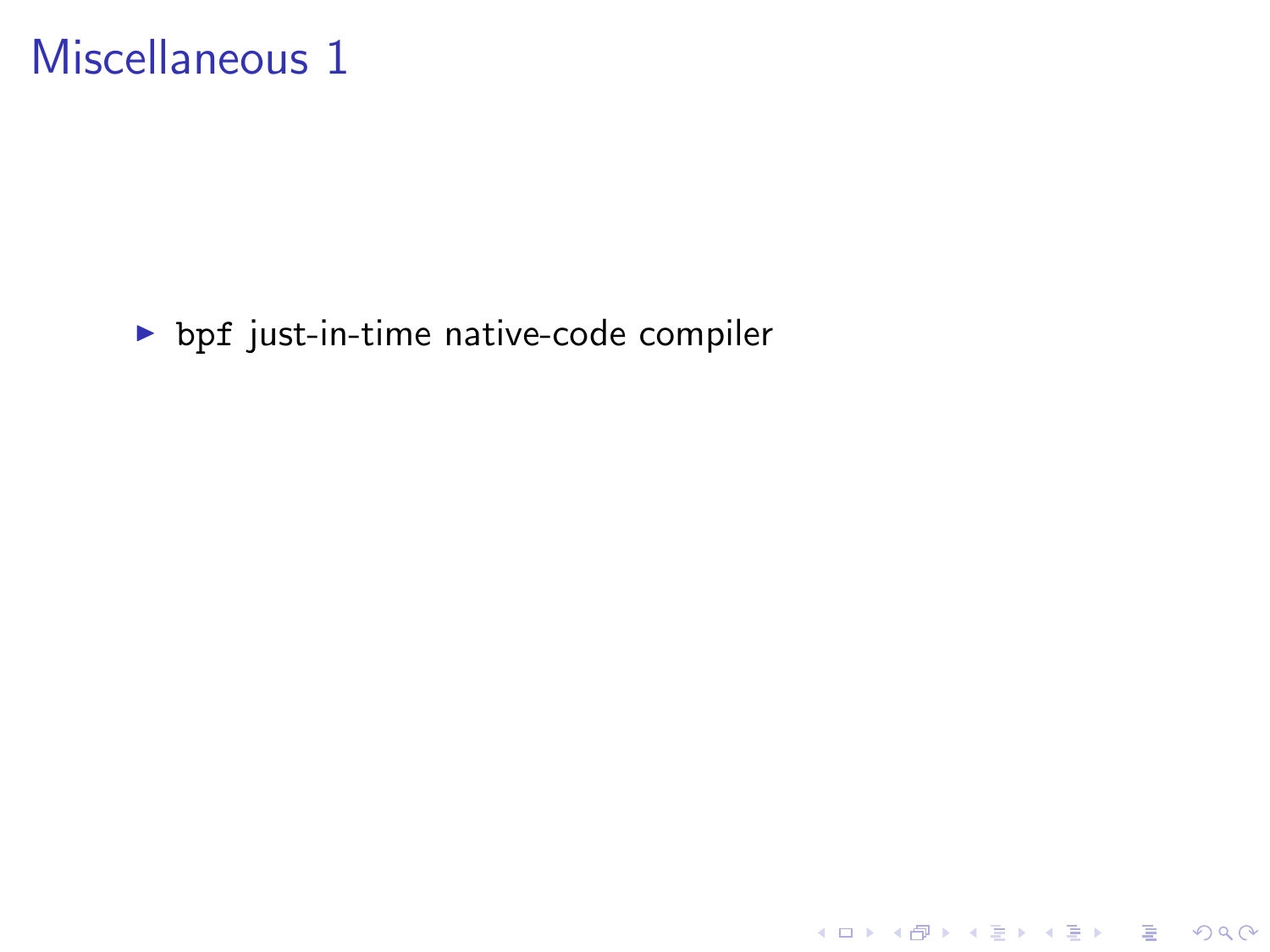# Miscellaneous 1

- `bpf` just-in-time native-code compiler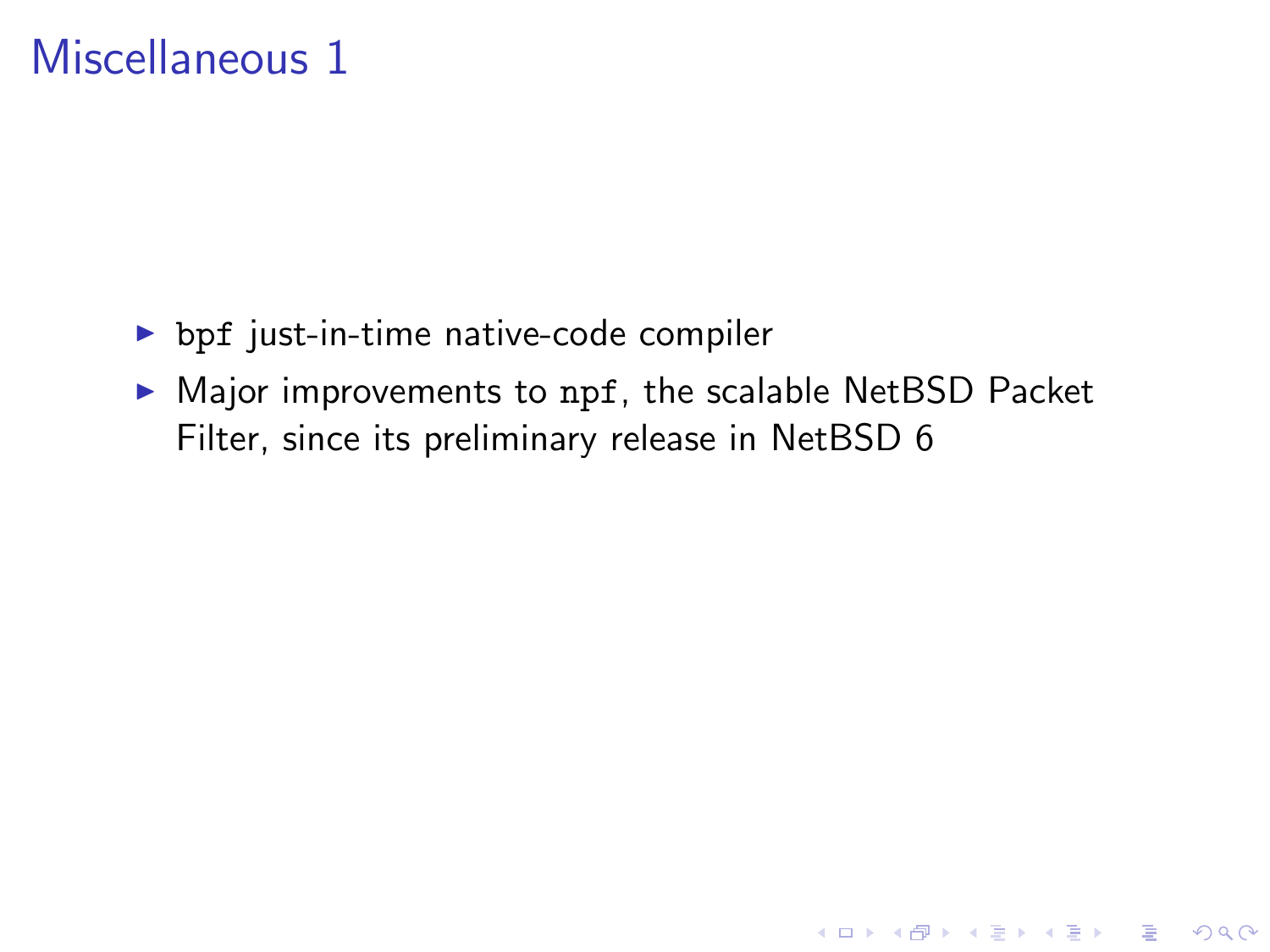# Miscellaneous 1

- `bpf` just-in-time native-code compiler
- Major improvements to `npf`, the scalable NetBSD Packet Filter, since its preliminary release in NetBSD 6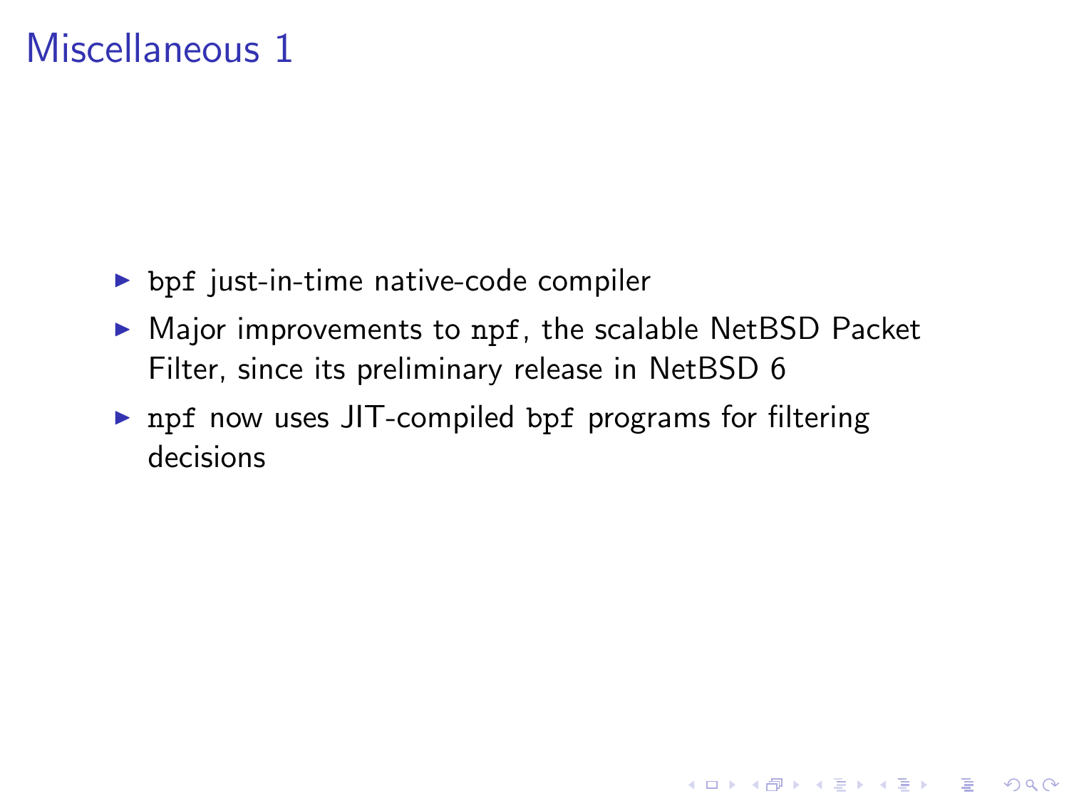# Miscellaneous 1

- `bpf` just-in-time native-code compiler
- Major improvements to `npf`, the scalable NetBSD Packet Filter, since its preliminary release in NetBSD 6
- `npf` now uses JIT-compiled `bpf` programs for filtering decisions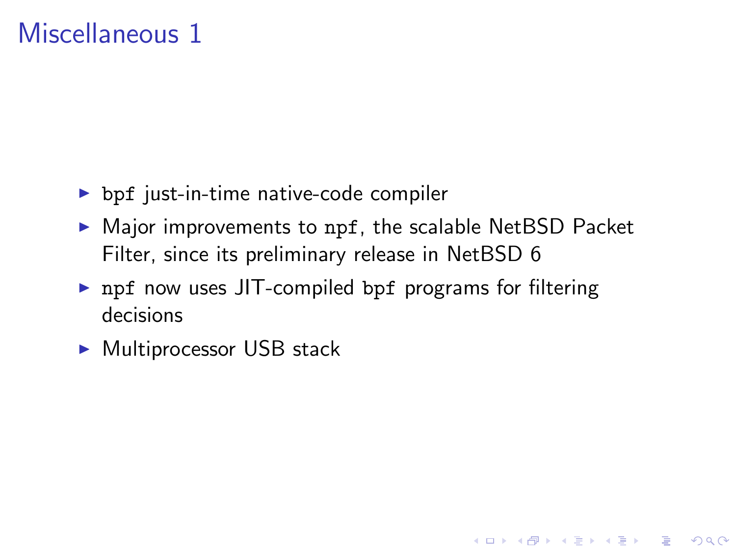# Miscellaneous 1

- `bpf` just-in-time native-code compiler
- Major improvements to `npf`, the scalable NetBSD Packet Filter, since its preliminary release in NetBSD 6
- `npf` now uses JIT-compiled `bpf` programs for filtering decisions
- Multiprocessor USB stack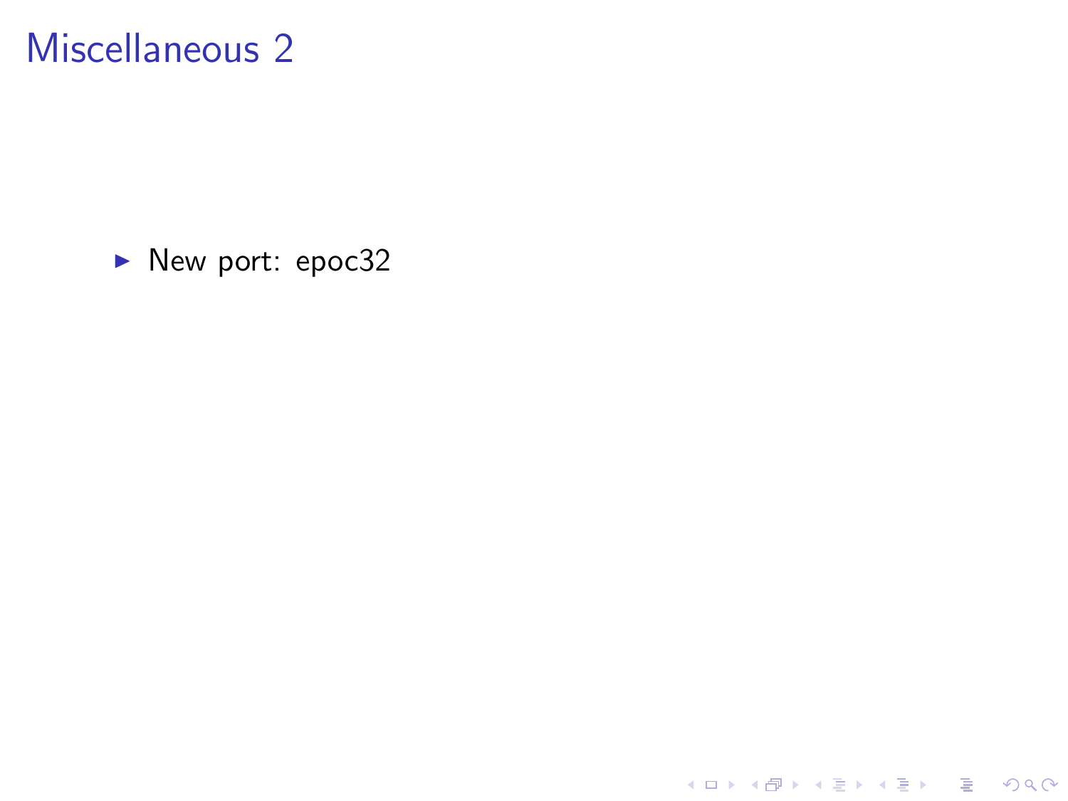# Miscellaneous 2

- New port: epoc32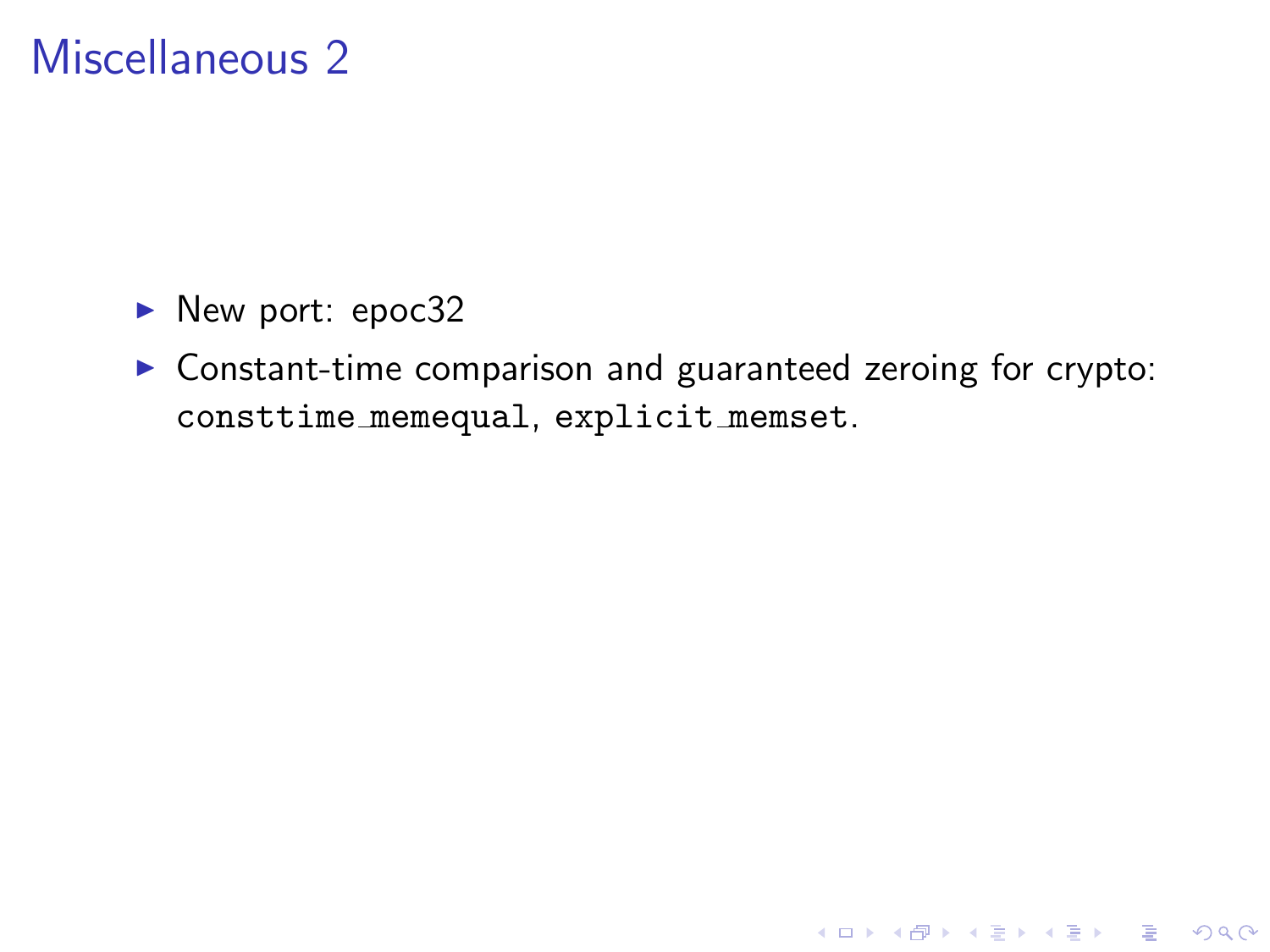# Miscellaneous 2

- New port: epoc32
- Constant-time comparison and guaranteed zeroing for crypto: `consttime_memequal`, `explicit_memset`.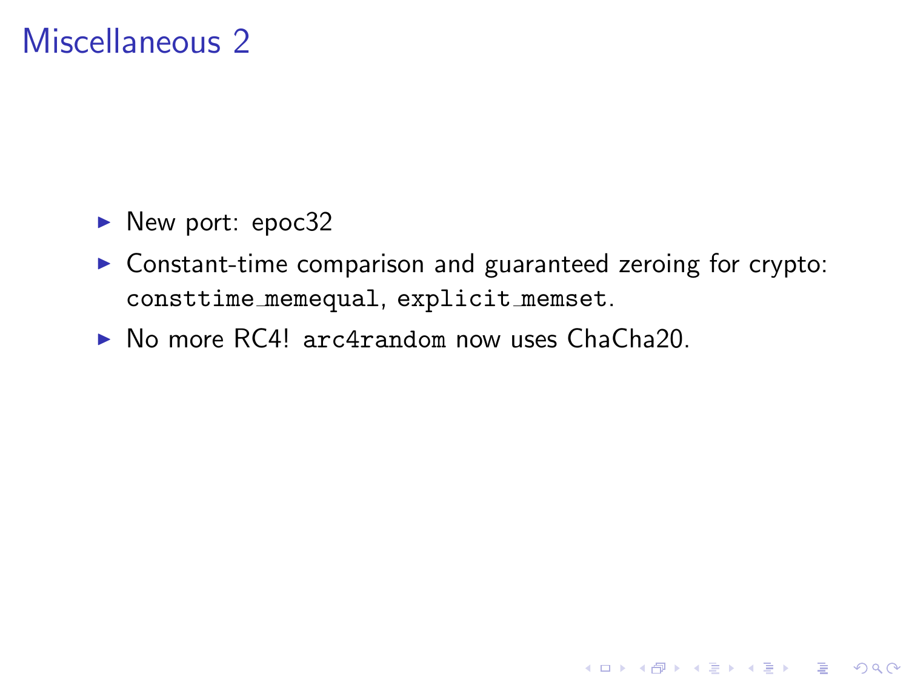# Miscellaneous 2

- New port: epoc32
- Constant-time comparison and guaranteed zeroing for crypto: `consttime_memequal`, `explicit_memset`.
- No more RC4! `arc4random` now uses ChaCha20.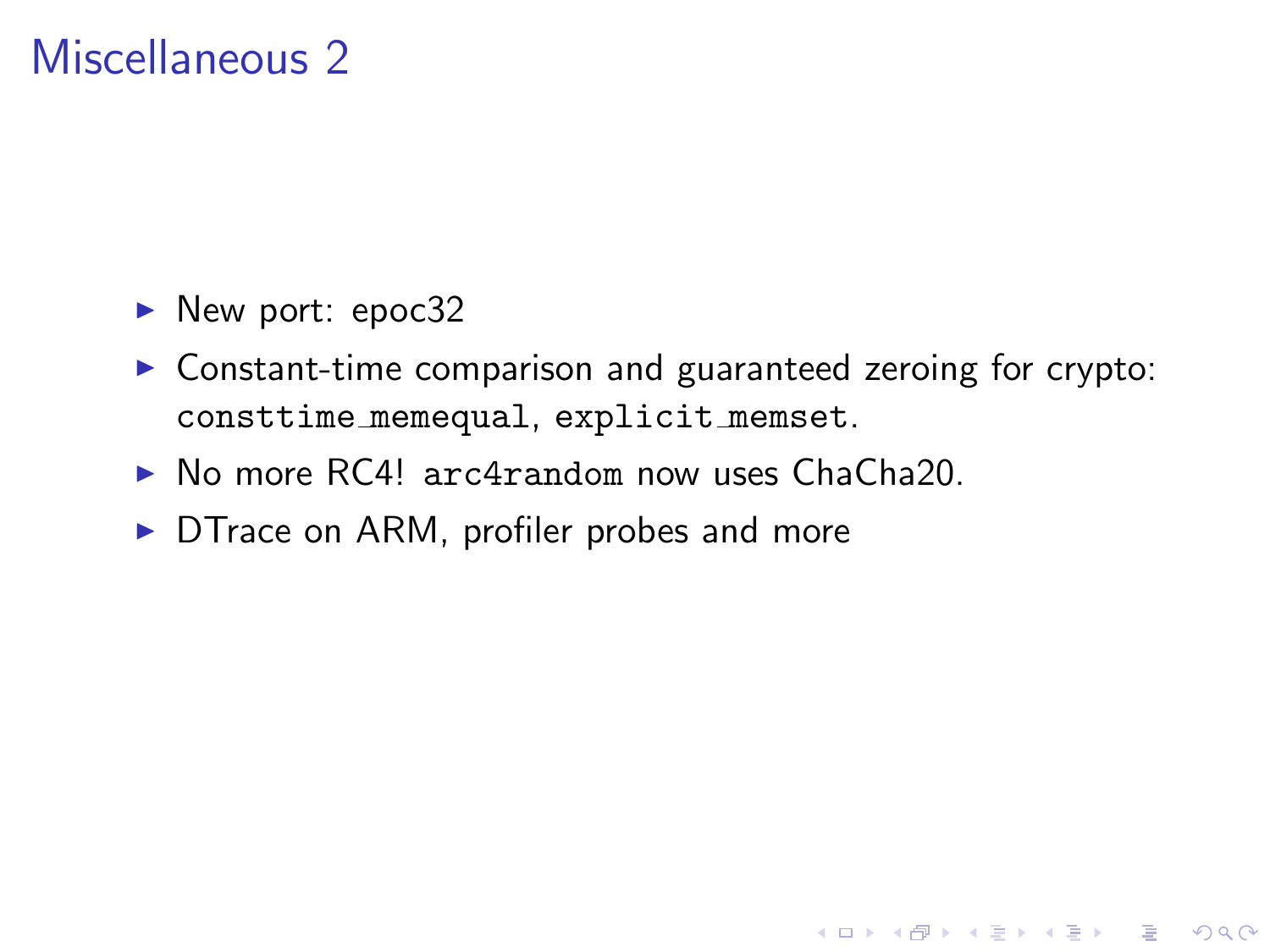# Miscellaneous 2

- New port: epoc32
- Constant-time comparison and guaranteed zeroing for crypto: `consttime_memequal`, `explicit_memset`.
- No more RC4! `arc4random` now uses ChaCha20.
- DTrace on ARM, profiler probes and more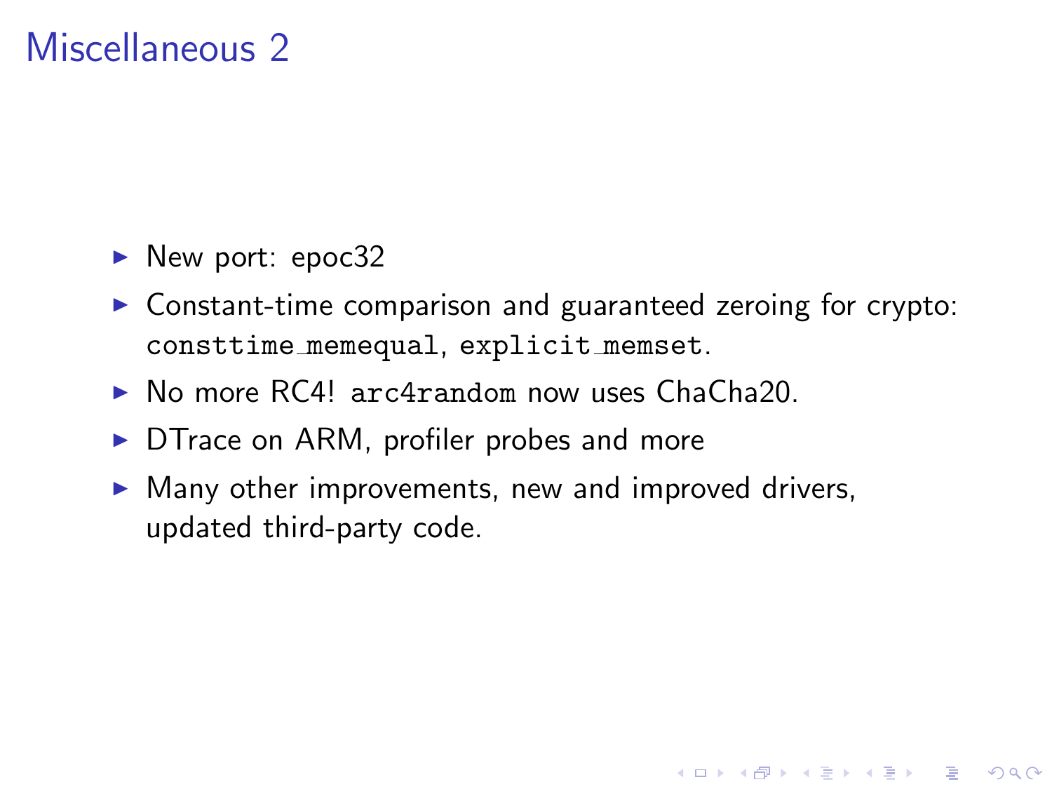# Miscellaneous 2

- New port: epoc32
- Constant-time comparison and guaranteed zeroing for crypto: `consttime_memequal`, `explicit_memset`.
- No more RC4! `arc4random` now uses ChaCha20.
- DTrace on ARM, profiler probes and more
- Many other improvements, new and improved drivers, updated third-party code.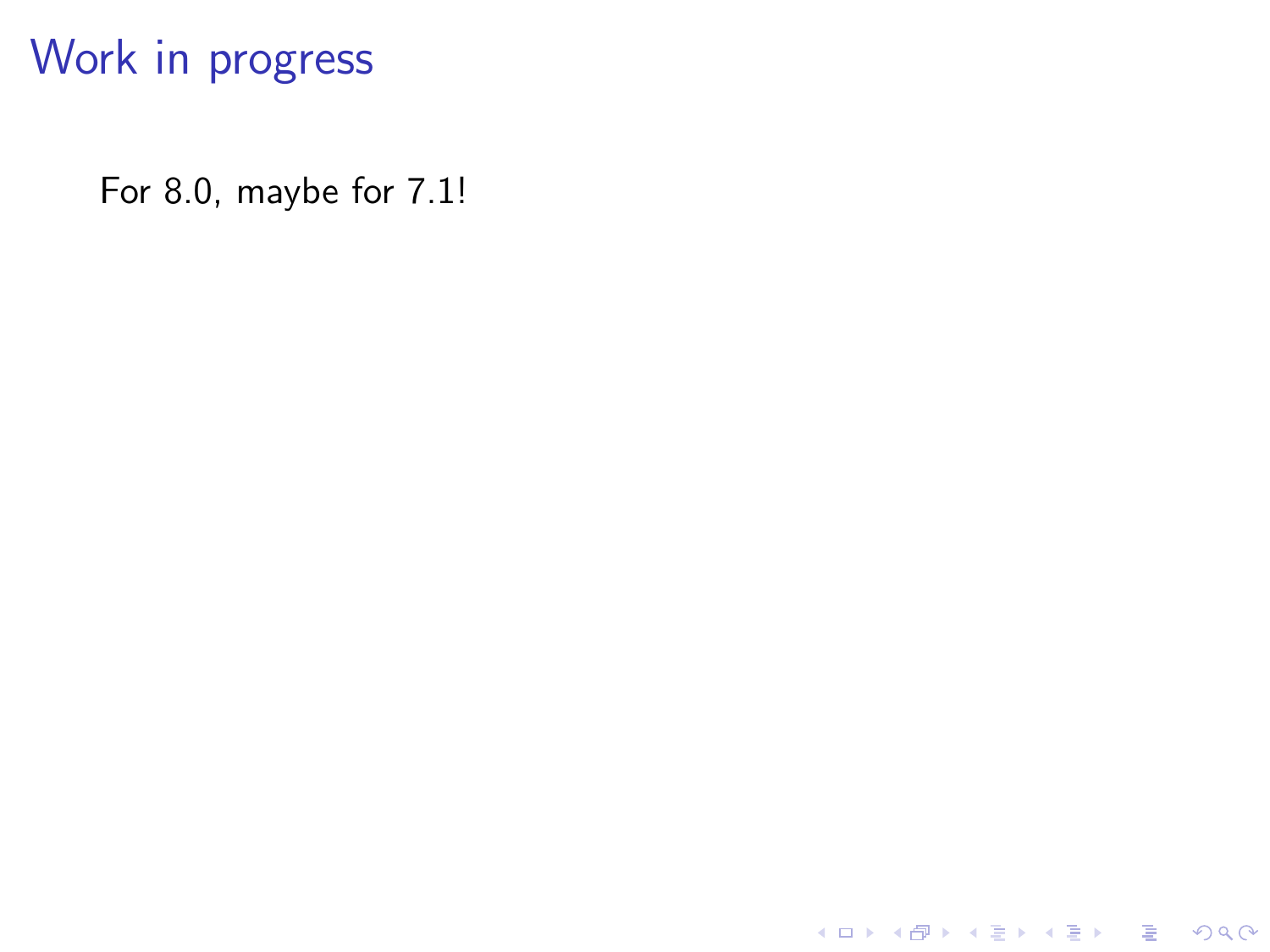# Work in progress

For 8.0, maybe for 7.1!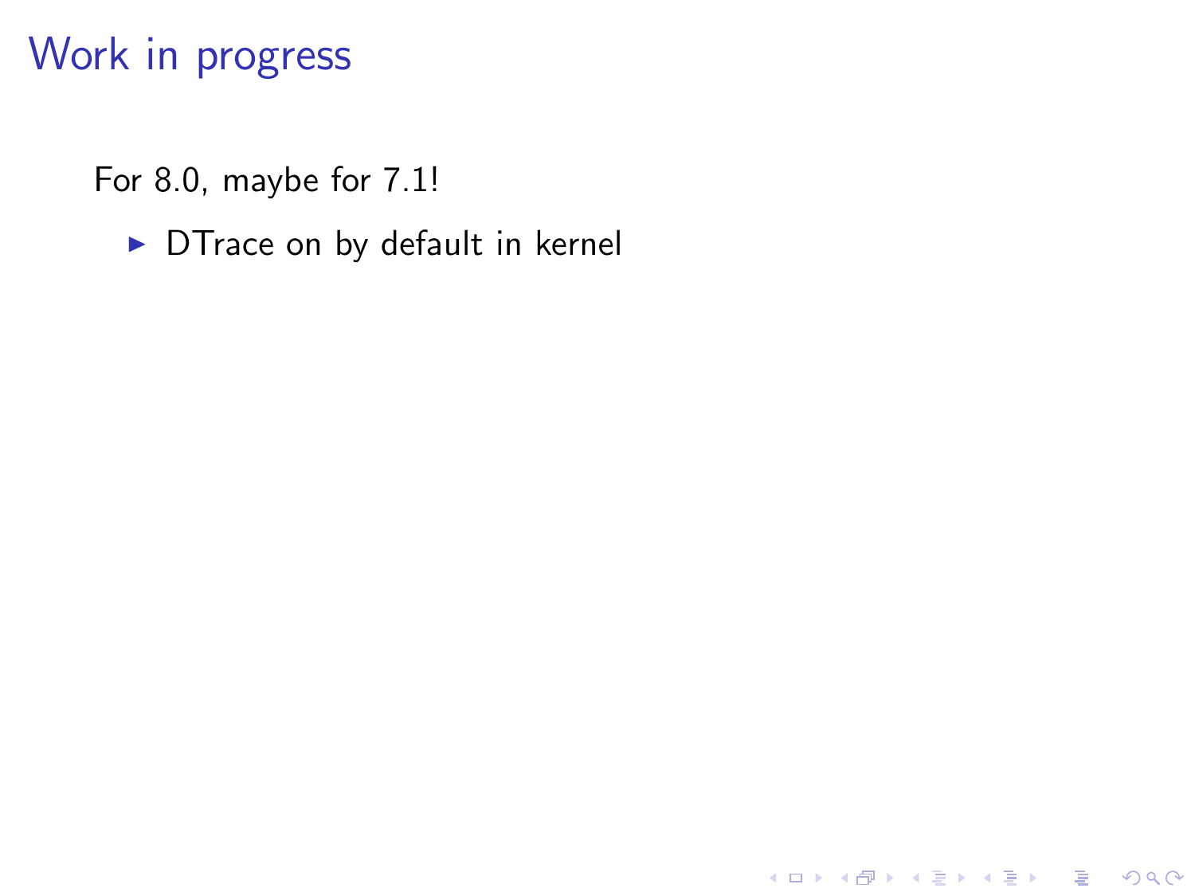# Work in progress

For 8.0, maybe for 7.1!

- DTrace on by default in kernel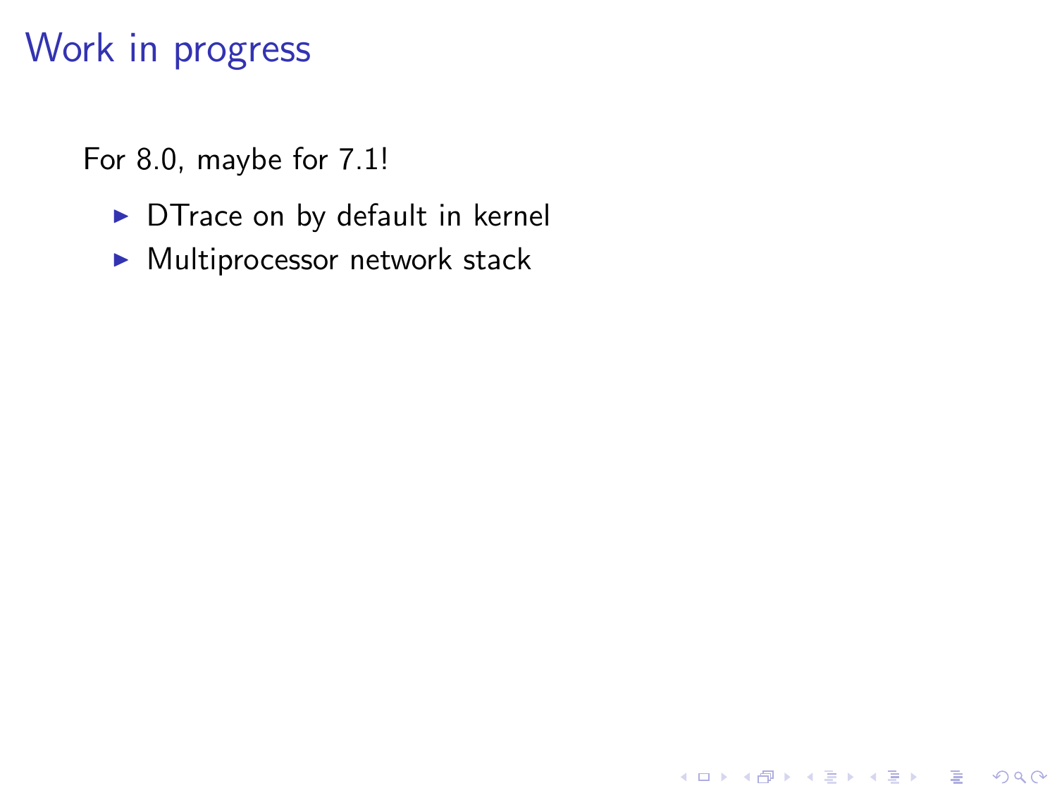# Work in progress

For 8.0, maybe for 7.1!

- DTrace on by default in kernel
- Multiprocessor network stack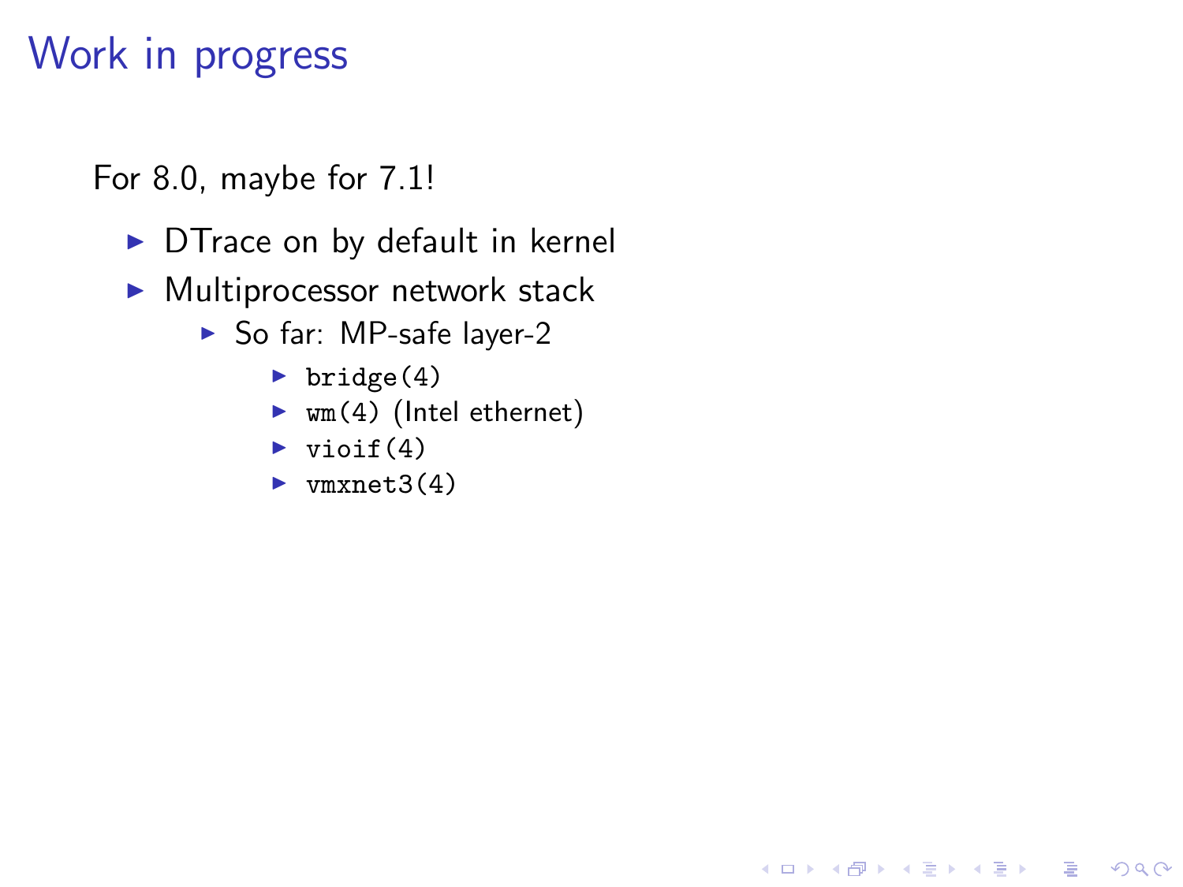# Work in progress

For 8.0, maybe for 7.1!

- DTrace on by default in kernel
- Multiprocessor network stack
  - So far: MP-safe layer-2
    - `bridge(4)`
    - `wm(4)` (Intel ethernet)
    - `vioif(4)`
    - `vmxnet3(4)`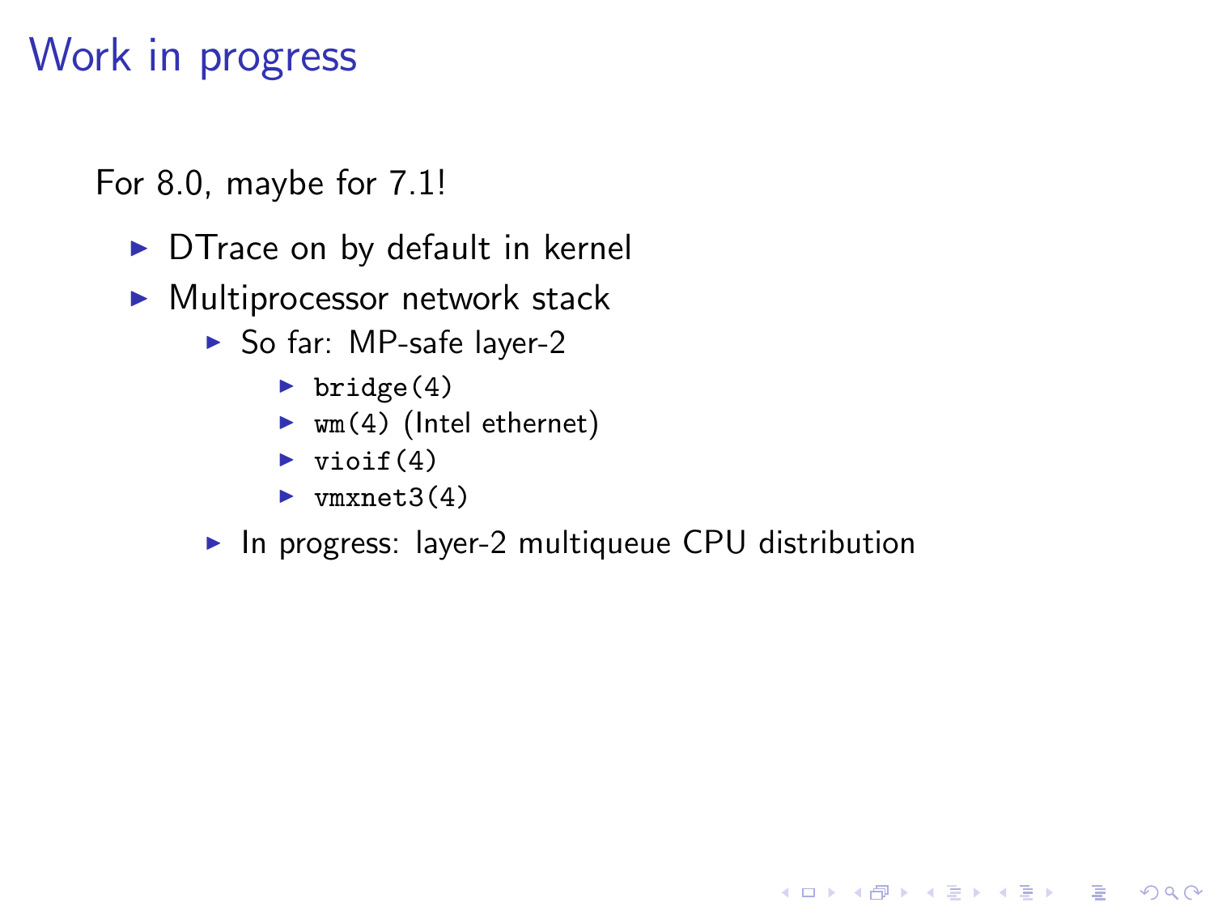# Work in progress

For 8.0, maybe for 7.1!

- DTrace on by default in kernel
- Multiprocessor network stack
  - So far: MP-safe layer-2
    - `bridge(4)`
    - `wm(4)` (Intel ethernet)
    - `vioif(4)`
    - `vmxnet3(4)`
  - In progress: layer-2 multiqueue CPU distribution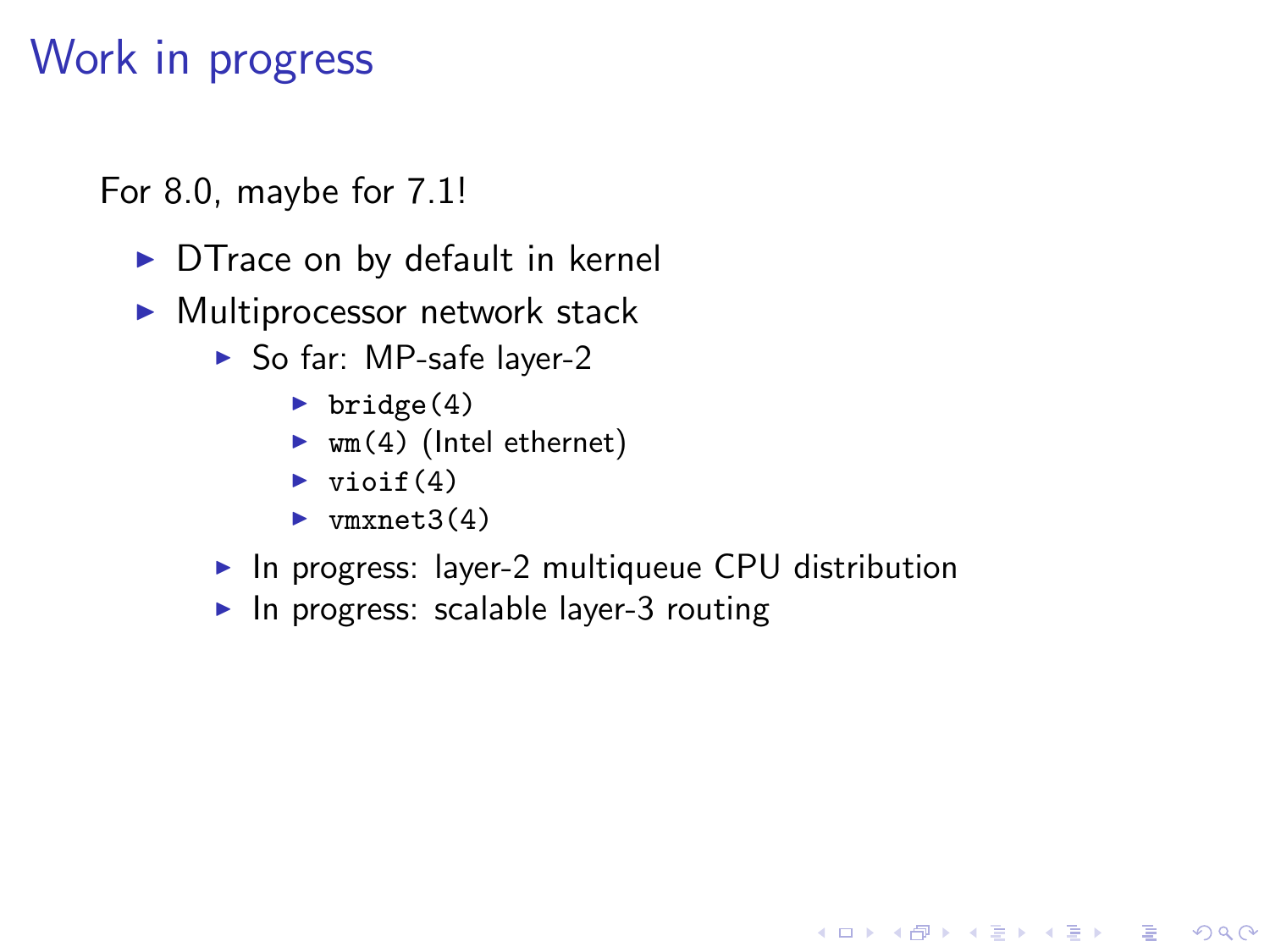# Work in progress

For 8.0, maybe for 7.1!

- DTrace on by default in kernel
- Multiprocessor network stack
  - So far: MP-safe layer-2
    - `bridge(4)`
    - `wm(4)` (Intel ethernet)
    - `vioif(4)`
    - `vmxnet3(4)`
  - In progress: layer-2 multiqueue CPU distribution
  - In progress: scalable layer-3 routing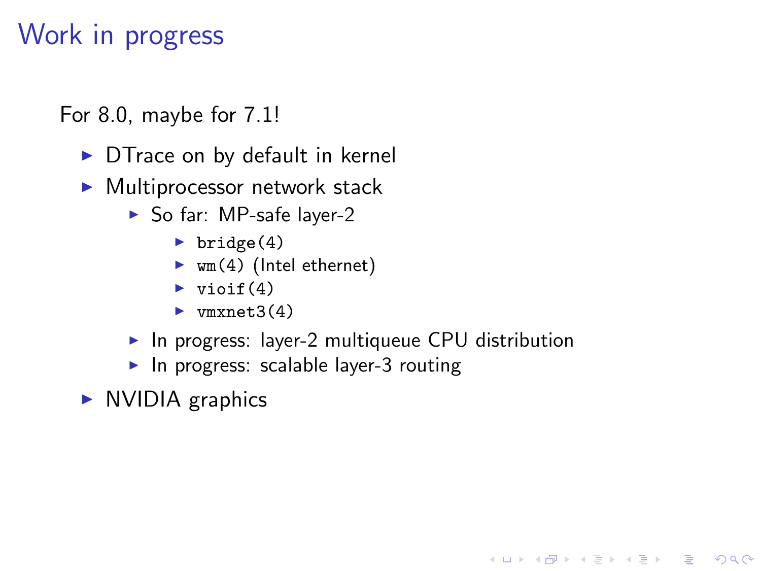# Work in progress

For 8.0, maybe for 7.1!

- DTrace on by default in kernel
- Multiprocessor network stack
  - So far: MP-safe layer-2
    - `bridge(4)`
    - `wm(4)` (Intel ethernet)
    - `vioif(4)`
    - `vmxnet3(4)`
  - In progress: layer-2 multiqueue CPU distribution
  - In progress: scalable layer-3 routing
- NVIDIA graphics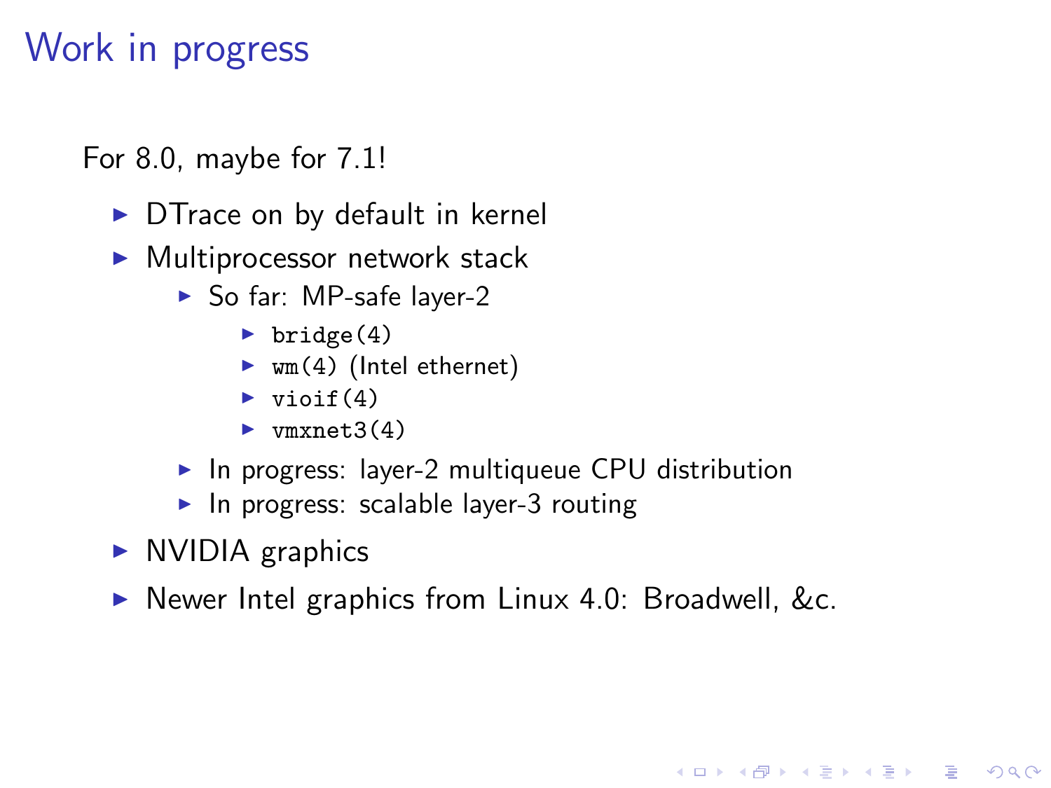# Work in progress

For 8.0, maybe for 7.1!

- DTrace on by default in kernel
- Multiprocessor network stack
  - So far: MP-safe layer-2
    - `bridge(4)`
    - `wm(4)` (Intel ethernet)
    - `vioif(4)`
    - `vmxnet3(4)`
  - In progress: layer-2 multiqueue CPU distribution
  - In progress: scalable layer-3 routing
- NVIDIA graphics
- Newer Intel graphics from Linux 4.0: Broadwell, &c.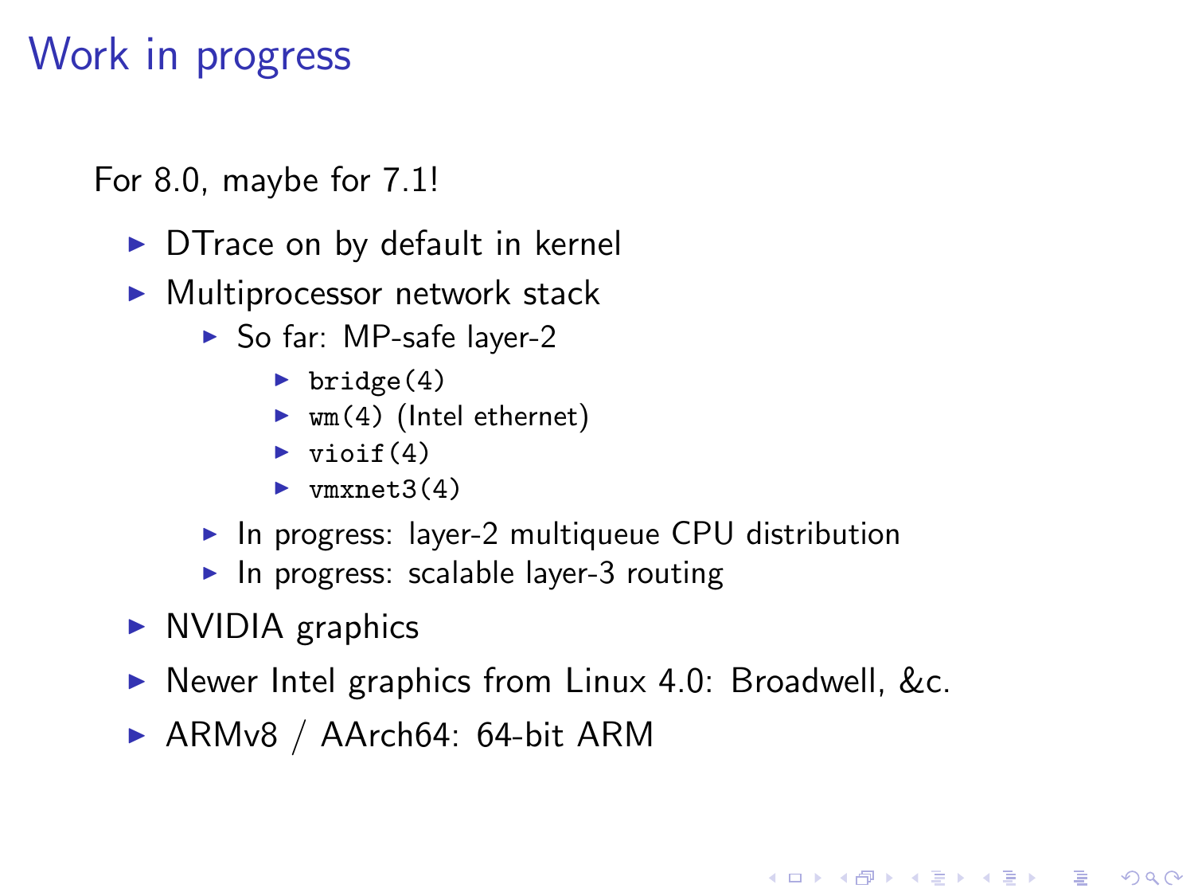# Work in progress

For 8.0, maybe for 7.1!

- DTrace on by default in kernel
- Multiprocessor network stack
  - So far: MP-safe layer-2
    - `bridge(4)`
    - `wm(4)` (Intel ethernet)
    - `vioif(4)`
    - `vmxnet3(4)`
  - In progress: layer-2 multiqueue CPU distribution
  - In progress: scalable layer-3 routing
- NVIDIA graphics
- Newer Intel graphics from Linux 4.0: Broadwell, &c.
- ARMv8 / AArch64: 64-bit ARM